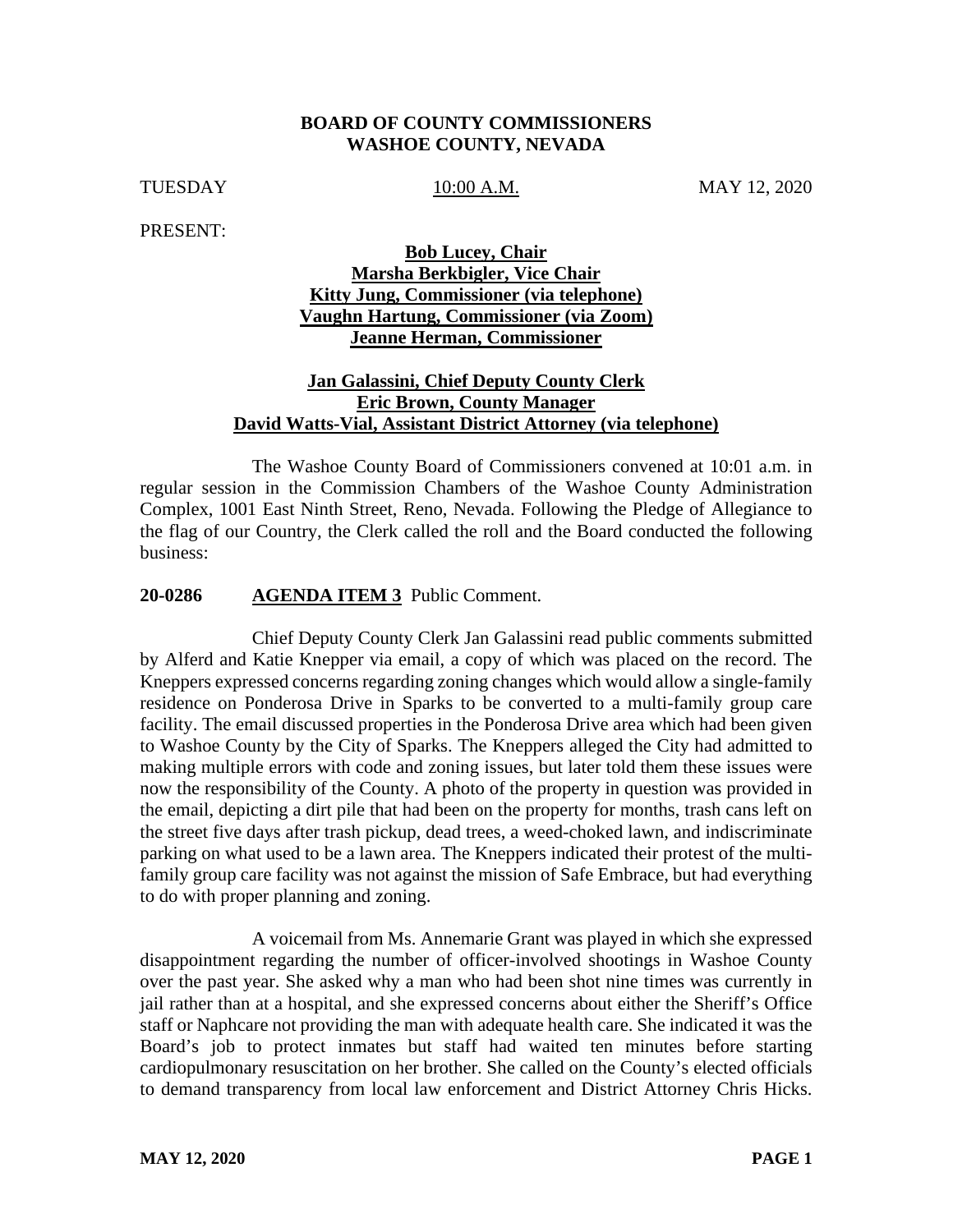**BOARD OF COUNTY COMMISSIONERS**
**WASHOE COUNTY, NEVADA**

TUESDAY 10:00 A.M. MAY 12, 2020

PRESENT:

**Bob Lucey, Chair**
**Marsha Berkbigler, Vice Chair**
**Kitty Jung, Commissioner (via telephone)**
**Vaughn Hartung, Commissioner (via Zoom)**
**Jeanne Herman, Commissioner**

**Jan Galassini, Chief Deputy County Clerk**
**Eric Brown, County Manager**
**David Watts-Vial, Assistant District Attorney (via telephone)**

The Washoe County Board of Commissioners convened at 10:01 a.m. in regular session in the Commission Chambers of the Washoe County Administration Complex, 1001 East Ninth Street, Reno, Nevada. Following the Pledge of Allegiance to the flag of our Country, the Clerk called the roll and the Board conducted the following business:

**20-0286 AGENDA ITEM 3** Public Comment.

Chief Deputy County Clerk Jan Galassini read public comments submitted by Alferd and Katie Knepper via email, a copy of which was placed on the record. The Kneppers expressed concerns regarding zoning changes which would allow a single-family residence on Ponderosa Drive in Sparks to be converted to a multi-family group care facility. The email discussed properties in the Ponderosa Drive area which had been given to Washoe County by the City of Sparks. The Kneppers alleged the City had admitted to making multiple errors with code and zoning issues, but later told them these issues were now the responsibility of the County. A photo of the property in question was provided in the email, depicting a dirt pile that had been on the property for months, trash cans left on the street five days after trash pickup, dead trees, a weed-choked lawn, and indiscriminate parking on what used to be a lawn area. The Kneppers indicated their protest of the multi-family group care facility was not against the mission of Safe Embrace, but had everything to do with proper planning and zoning.

A voicemail from Ms. Annemarie Grant was played in which she expressed disappointment regarding the number of officer-involved shootings in Washoe County over the past year. She asked why a man who had been shot nine times was currently in jail rather than at a hospital, and she expressed concerns about either the Sheriff's Office staff or Naphcare not providing the man with adequate health care. She indicated it was the Board's job to protect inmates but staff had waited ten minutes before starting cardiopulmonary resuscitation on her brother. She called on the County's elected officials to demand transparency from local law enforcement and District Attorney Chris Hicks.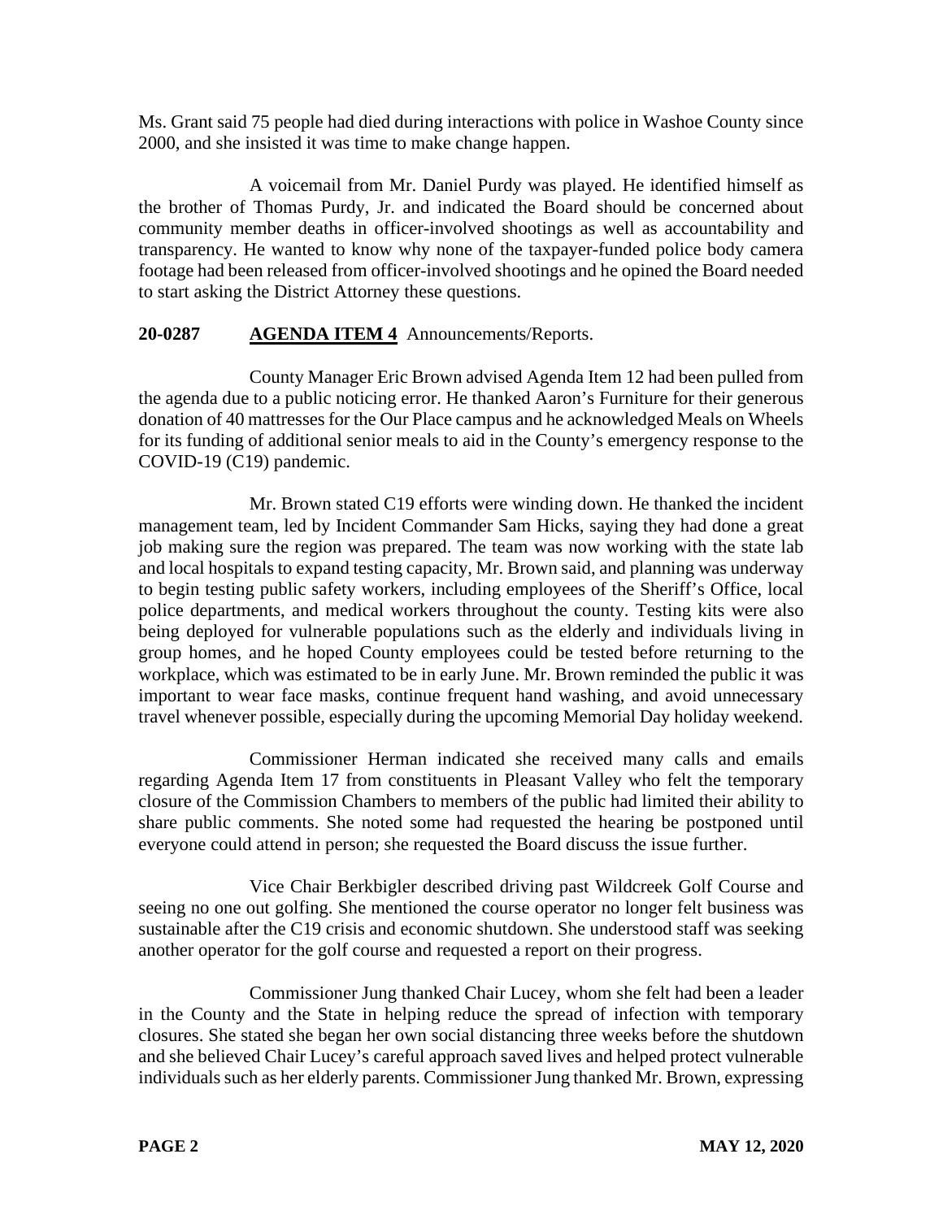Ms. Grant said 75 people had died during interactions with police in Washoe County since 2000, and she insisted it was time to make change happen.

A voicemail from Mr. Daniel Purdy was played. He identified himself as the brother of Thomas Purdy, Jr. and indicated the Board should be concerned about community member deaths in officer-involved shootings as well as accountability and transparency. He wanted to know why none of the taxpayer-funded police body camera footage had been released from officer-involved shootings and he opined the Board needed to start asking the District Attorney these questions.

**20-0287 AGENDA ITEM 4** Announcements/Reports.

County Manager Eric Brown advised Agenda Item 12 had been pulled from the agenda due to a public noticing error. He thanked Aaron's Furniture for their generous donation of 40 mattresses for the Our Place campus and he acknowledged Meals on Wheels for its funding of additional senior meals to aid in the County's emergency response to the COVID-19 (C19) pandemic.

Mr. Brown stated C19 efforts were winding down. He thanked the incident management team, led by Incident Commander Sam Hicks, saying they had done a great job making sure the region was prepared. The team was now working with the state lab and local hospitals to expand testing capacity, Mr. Brown said, and planning was underway to begin testing public safety workers, including employees of the Sheriff's Office, local police departments, and medical workers throughout the county. Testing kits were also being deployed for vulnerable populations such as the elderly and individuals living in group homes, and he hoped County employees could be tested before returning to the workplace, which was estimated to be in early June. Mr. Brown reminded the public it was important to wear face masks, continue frequent hand washing, and avoid unnecessary travel whenever possible, especially during the upcoming Memorial Day holiday weekend.

Commissioner Herman indicated she received many calls and emails regarding Agenda Item 17 from constituents in Pleasant Valley who felt the temporary closure of the Commission Chambers to members of the public had limited their ability to share public comments. She noted some had requested the hearing be postponed until everyone could attend in person; she requested the Board discuss the issue further.

Vice Chair Berkbigler described driving past Wildcreek Golf Course and seeing no one out golfing. She mentioned the course operator no longer felt business was sustainable after the C19 crisis and economic shutdown. She understood staff was seeking another operator for the golf course and requested a report on their progress.

Commissioner Jung thanked Chair Lucey, whom she felt had been a leader in the County and the State in helping reduce the spread of infection with temporary closures. She stated she began her own social distancing three weeks before the shutdown and she believed Chair Lucey's careful approach saved lives and helped protect vulnerable individuals such as her elderly parents. Commissioner Jung thanked Mr. Brown, expressing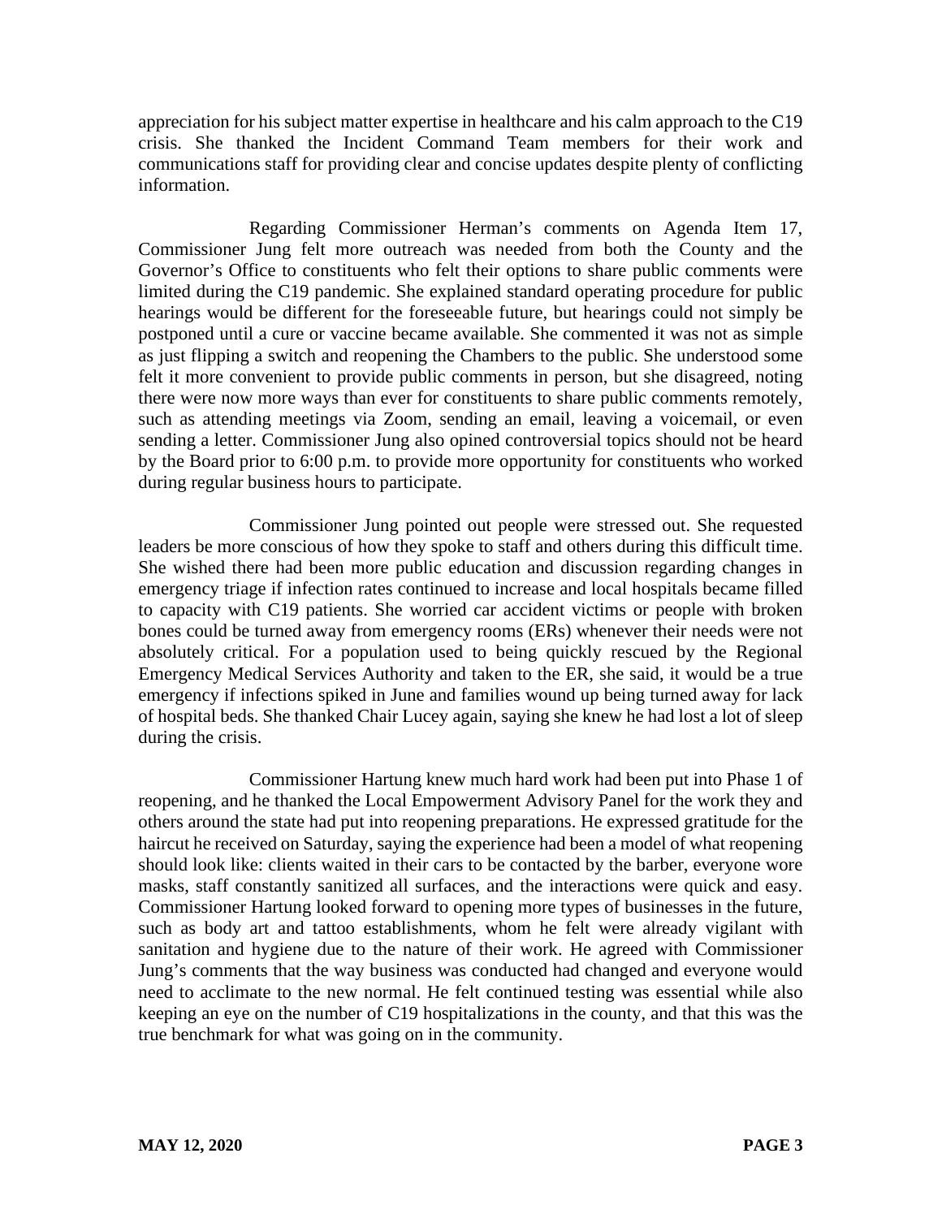appreciation for his subject matter expertise in healthcare and his calm approach to the C19 crisis. She thanked the Incident Command Team members for their work and communications staff for providing clear and concise updates despite plenty of conflicting information.

Regarding Commissioner Herman's comments on Agenda Item 17, Commissioner Jung felt more outreach was needed from both the County and the Governor's Office to constituents who felt their options to share public comments were limited during the C19 pandemic. She explained standard operating procedure for public hearings would be different for the foreseeable future, but hearings could not simply be postponed until a cure or vaccine became available. She commented it was not as simple as just flipping a switch and reopening the Chambers to the public. She understood some felt it more convenient to provide public comments in person, but she disagreed, noting there were now more ways than ever for constituents to share public comments remotely, such as attending meetings via Zoom, sending an email, leaving a voicemail, or even sending a letter. Commissioner Jung also opined controversial topics should not be heard by the Board prior to 6:00 p.m. to provide more opportunity for constituents who worked during regular business hours to participate.

Commissioner Jung pointed out people were stressed out. She requested leaders be more conscious of how they spoke to staff and others during this difficult time. She wished there had been more public education and discussion regarding changes in emergency triage if infection rates continued to increase and local hospitals became filled to capacity with C19 patients. She worried car accident victims or people with broken bones could be turned away from emergency rooms (ERs) whenever their needs were not absolutely critical. For a population used to being quickly rescued by the Regional Emergency Medical Services Authority and taken to the ER, she said, it would be a true emergency if infections spiked in June and families wound up being turned away for lack of hospital beds. She thanked Chair Lucey again, saying she knew he had lost a lot of sleep during the crisis.

Commissioner Hartung knew much hard work had been put into Phase 1 of reopening, and he thanked the Local Empowerment Advisory Panel for the work they and others around the state had put into reopening preparations. He expressed gratitude for the haircut he received on Saturday, saying the experience had been a model of what reopening should look like: clients waited in their cars to be contacted by the barber, everyone wore masks, staff constantly sanitized all surfaces, and the interactions were quick and easy. Commissioner Hartung looked forward to opening more types of businesses in the future, such as body art and tattoo establishments, whom he felt were already vigilant with sanitation and hygiene due to the nature of their work. He agreed with Commissioner Jung's comments that the way business was conducted had changed and everyone would need to acclimate to the new normal. He felt continued testing was essential while also keeping an eye on the number of C19 hospitalizations in the county, and that this was the true benchmark for what was going on in the community.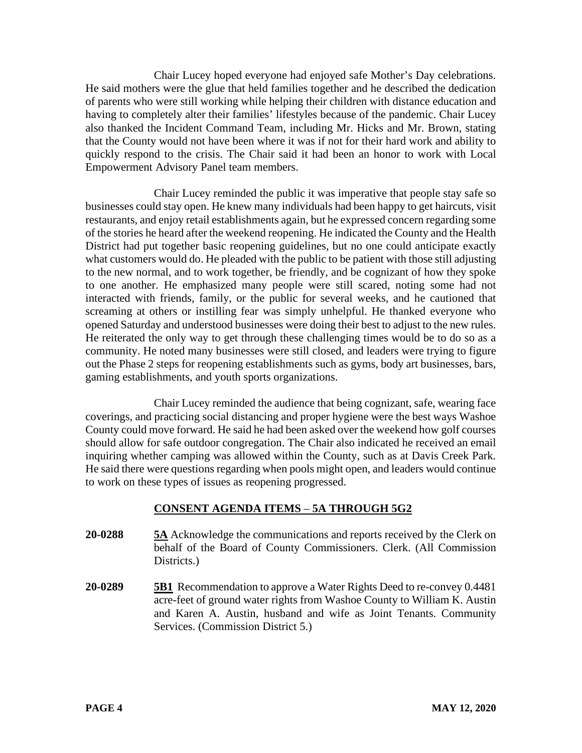Chair Lucey hoped everyone had enjoyed safe Mother's Day celebrations. He said mothers were the glue that held families together and he described the dedication of parents who were still working while helping their children with distance education and having to completely alter their families' lifestyles because of the pandemic. Chair Lucey also thanked the Incident Command Team, including Mr. Hicks and Mr. Brown, stating that the County would not have been where it was if not for their hard work and ability to quickly respond to the crisis. The Chair said it had been an honor to work with Local Empowerment Advisory Panel team members.

Chair Lucey reminded the public it was imperative that people stay safe so businesses could stay open. He knew many individuals had been happy to get haircuts, visit restaurants, and enjoy retail establishments again, but he expressed concern regarding some of the stories he heard after the weekend reopening. He indicated the County and the Health District had put together basic reopening guidelines, but no one could anticipate exactly what customers would do. He pleaded with the public to be patient with those still adjusting to the new normal, and to work together, be friendly, and be cognizant of how they spoke to one another. He emphasized many people were still scared, noting some had not interacted with friends, family, or the public for several weeks, and he cautioned that screaming at others or instilling fear was simply unhelpful. He thanked everyone who opened Saturday and understood businesses were doing their best to adjust to the new rules. He reiterated the only way to get through these challenging times would be to do so as a community. He noted many businesses were still closed, and leaders were trying to figure out the Phase 2 steps for reopening establishments such as gyms, body art businesses, bars, gaming establishments, and youth sports organizations.

Chair Lucey reminded the audience that being cognizant, safe, wearing face coverings, and practicing social distancing and proper hygiene were the best ways Washoe County could move forward. He said he had been asked over the weekend how golf courses should allow for safe outdoor congregation. The Chair also indicated he received an email inquiring whether camping was allowed within the County, such as at Davis Creek Park. He said there were questions regarding when pools might open, and leaders would continue to work on these types of issues as reopening progressed.

## CONSENT AGENDA ITEMS – 5A THROUGH 5G2

**20-0288** **5A** Acknowledge the communications and reports received by the Clerk on behalf of the Board of County Commissioners. Clerk. (All Commission Districts.)

**20-0289** **5B1** Recommendation to approve a Water Rights Deed to re-convey 0.4481 acre-feet of ground water rights from Washoe County to William K. Austin and Karen A. Austin, husband and wife as Joint Tenants. Community Services. (Commission District 5.)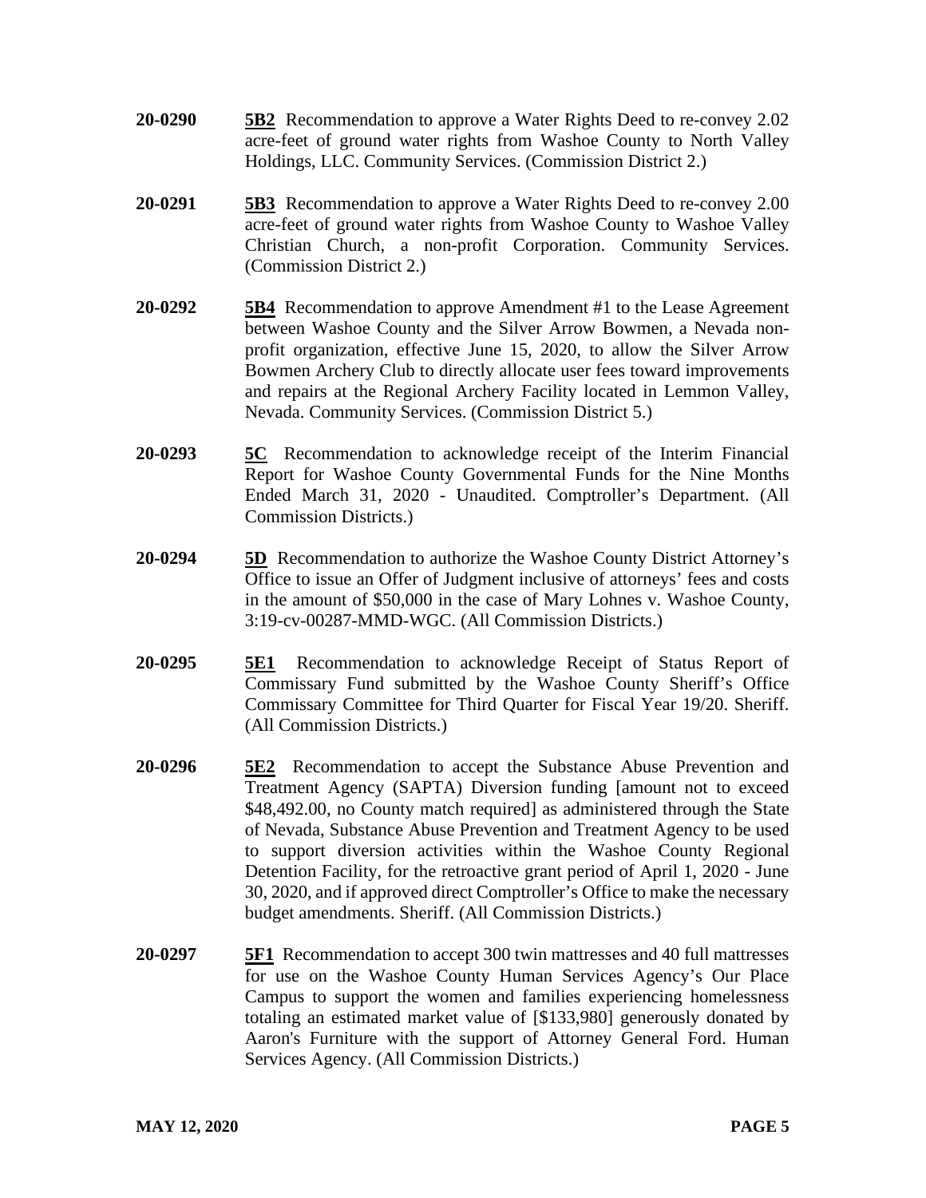**20-0290** **5B2** Recommendation to approve a Water Rights Deed to re-convey 2.02 acre-feet of ground water rights from Washoe County to North Valley Holdings, LLC. Community Services. (Commission District 2.)

**20-0291** **5B3** Recommendation to approve a Water Rights Deed to re-convey 2.00 acre-feet of ground water rights from Washoe County to Washoe Valley Christian Church, a non-profit Corporation. Community Services. (Commission District 2.)

**20-0292** **5B4** Recommendation to approve Amendment #1 to the Lease Agreement between Washoe County and the Silver Arrow Bowmen, a Nevada non-profit organization, effective June 15, 2020, to allow the Silver Arrow Bowmen Archery Club to directly allocate user fees toward improvements and repairs at the Regional Archery Facility located in Lemmon Valley, Nevada. Community Services. (Commission District 5.)

**20-0293** **5C** Recommendation to acknowledge receipt of the Interim Financial Report for Washoe County Governmental Funds for the Nine Months Ended March 31, 2020 - Unaudited. Comptroller's Department. (All Commission Districts.)

**20-0294** **5D** Recommendation to authorize the Washoe County District Attorney's Office to issue an Offer of Judgment inclusive of attorneys' fees and costs in the amount of $50,000 in the case of Mary Lohnes v. Washoe County, 3:19-cv-00287-MMD-WGC. (All Commission Districts.)

**20-0295** **5E1** Recommendation to acknowledge Receipt of Status Report of Commissary Fund submitted by the Washoe County Sheriff's Office Commissary Committee for Third Quarter for Fiscal Year 19/20. Sheriff. (All Commission Districts.)

**20-0296** **5E2** Recommendation to accept the Substance Abuse Prevention and Treatment Agency (SAPTA) Diversion funding [amount not to exceed $48,492.00, no County match required] as administered through the State of Nevada, Substance Abuse Prevention and Treatment Agency to be used to support diversion activities within the Washoe County Regional Detention Facility, for the retroactive grant period of April 1, 2020 - June 30, 2020, and if approved direct Comptroller's Office to make the necessary budget amendments. Sheriff. (All Commission Districts.)

**20-0297** **5F1** Recommendation to accept 300 twin mattresses and 40 full mattresses for use on the Washoe County Human Services Agency's Our Place Campus to support the women and families experiencing homelessness totaling an estimated market value of [$133,980] generously donated by Aaron's Furniture with the support of Attorney General Ford. Human Services Agency. (All Commission Districts.)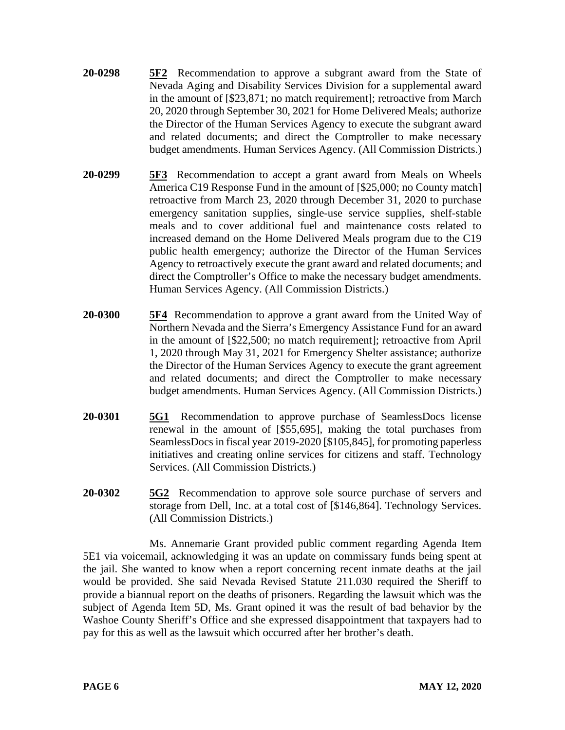**20-0298** **5F2** Recommendation to approve a subgrant award from the State of Nevada Aging and Disability Services Division for a supplemental award in the amount of [$23,871; no match requirement]; retroactive from March 20, 2020 through September 30, 2021 for Home Delivered Meals; authorize the Director of the Human Services Agency to execute the subgrant award and related documents; and direct the Comptroller to make necessary budget amendments. Human Services Agency. (All Commission Districts.)

**20-0299** **5F3** Recommendation to accept a grant award from Meals on Wheels America C19 Response Fund in the amount of [$25,000; no County match] retroactive from March 23, 2020 through December 31, 2020 to purchase emergency sanitation supplies, single-use service supplies, shelf-stable meals and to cover additional fuel and maintenance costs related to increased demand on the Home Delivered Meals program due to the C19 public health emergency; authorize the Director of the Human Services Agency to retroactively execute the grant award and related documents; and direct the Comptroller's Office to make the necessary budget amendments. Human Services Agency. (All Commission Districts.)

**20-0300** **5F4** Recommendation to approve a grant award from the United Way of Northern Nevada and the Sierra's Emergency Assistance Fund for an award in the amount of [$22,500; no match requirement]; retroactive from April 1, 2020 through May 31, 2021 for Emergency Shelter assistance; authorize the Director of the Human Services Agency to execute the grant agreement and related documents; and direct the Comptroller to make necessary budget amendments. Human Services Agency. (All Commission Districts.)

**20-0301** **5G1** Recommendation to approve purchase of SeamlessDocs license renewal in the amount of [$55,695], making the total purchases from SeamlessDocs in fiscal year 2019-2020 [$105,845], for promoting paperless initiatives and creating online services for citizens and staff. Technology Services. (All Commission Districts.)

**20-0302** **5G2** Recommendation to approve sole source purchase of servers and storage from Dell, Inc. at a total cost of [$146,864]. Technology Services. (All Commission Districts.)

Ms. Annemarie Grant provided public comment regarding Agenda Item 5E1 via voicemail, acknowledging it was an update on commissary funds being spent at the jail. She wanted to know when a report concerning recent inmate deaths at the jail would be provided. She said Nevada Revised Statute 211.030 required the Sheriff to provide a biannual report on the deaths of prisoners. Regarding the lawsuit which was the subject of Agenda Item 5D, Ms. Grant opined it was the result of bad behavior by the Washoe County Sheriff's Office and she expressed disappointment that taxpayers had to pay for this as well as the lawsuit which occurred after her brother's death.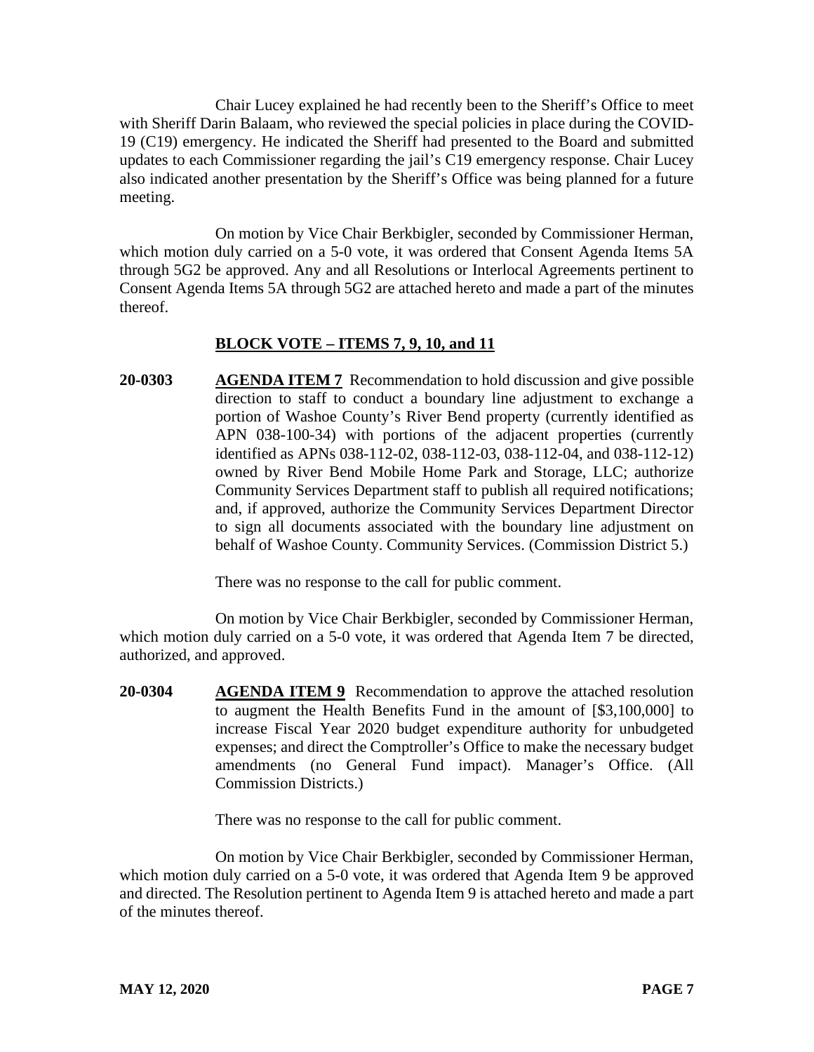Chair Lucey explained he had recently been to the Sheriff's Office to meet with Sheriff Darin Balaam, who reviewed the special policies in place during the COVID-19 (C19) emergency. He indicated the Sheriff had presented to the Board and submitted updates to each Commissioner regarding the jail's C19 emergency response. Chair Lucey also indicated another presentation by the Sheriff's Office was being planned for a future meeting.

On motion by Vice Chair Berkbigler, seconded by Commissioner Herman, which motion duly carried on a 5-0 vote, it was ordered that Consent Agenda Items 5A through 5G2 be approved. Any and all Resolutions or Interlocal Agreements pertinent to Consent Agenda Items 5A through 5G2 are attached hereto and made a part of the minutes thereof.

**BLOCK VOTE – ITEMS 7, 9, 10, and 11**

**20-0303** **AGENDA ITEM 7** Recommendation to hold discussion and give possible direction to staff to conduct a boundary line adjustment to exchange a portion of Washoe County's River Bend property (currently identified as APN 038-100-34) with portions of the adjacent properties (currently identified as APNs 038-112-02, 038-112-03, 038-112-04, and 038-112-12) owned by River Bend Mobile Home Park and Storage, LLC; authorize Community Services Department staff to publish all required notifications; and, if approved, authorize the Community Services Department Director to sign all documents associated with the boundary line adjustment on behalf of Washoe County. Community Services. (Commission District 5.)

There was no response to the call for public comment.

On motion by Vice Chair Berkbigler, seconded by Commissioner Herman, which motion duly carried on a 5-0 vote, it was ordered that Agenda Item 7 be directed, authorized, and approved.

**20-0304** **AGENDA ITEM 9** Recommendation to approve the attached resolution to augment the Health Benefits Fund in the amount of [$3,100,000] to increase Fiscal Year 2020 budget expenditure authority for unbudgeted expenses; and direct the Comptroller's Office to make the necessary budget amendments (no General Fund impact). Manager's Office. (All Commission Districts.)

There was no response to the call for public comment.

On motion by Vice Chair Berkbigler, seconded by Commissioner Herman, which motion duly carried on a 5-0 vote, it was ordered that Agenda Item 9 be approved and directed. The Resolution pertinent to Agenda Item 9 is attached hereto and made a part of the minutes thereof.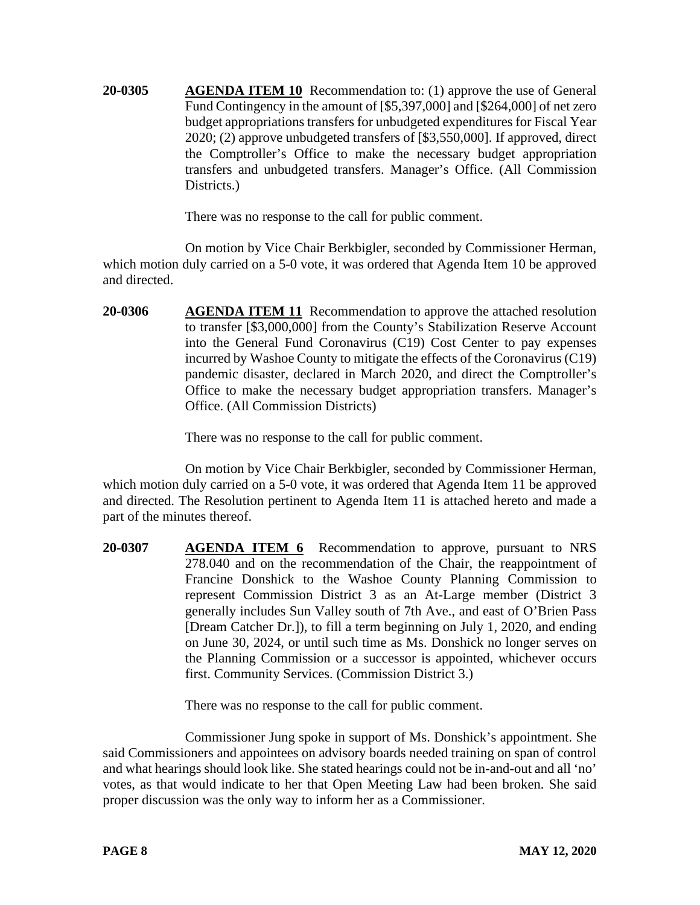**20-0305** **AGENDA ITEM 10** Recommendation to: (1) approve the use of General Fund Contingency in the amount of [$5,397,000] and [$264,000] of net zero budget appropriations transfers for unbudgeted expenditures for Fiscal Year 2020; (2) approve unbudgeted transfers of [$3,550,000]. If approved, direct the Comptroller's Office to make the necessary budget appropriation transfers and unbudgeted transfers. Manager's Office. (All Commission Districts.)

There was no response to the call for public comment.

On motion by Vice Chair Berkbigler, seconded by Commissioner Herman, which motion duly carried on a 5-0 vote, it was ordered that Agenda Item 10 be approved and directed.

**20-0306** **AGENDA ITEM 11** Recommendation to approve the attached resolution to transfer [$3,000,000] from the County's Stabilization Reserve Account into the General Fund Coronavirus (C19) Cost Center to pay expenses incurred by Washoe County to mitigate the effects of the Coronavirus (C19) pandemic disaster, declared in March 2020, and direct the Comptroller's Office to make the necessary budget appropriation transfers. Manager's Office. (All Commission Districts)

There was no response to the call for public comment.

On motion by Vice Chair Berkbigler, seconded by Commissioner Herman, which motion duly carried on a 5-0 vote, it was ordered that Agenda Item 11 be approved and directed. The Resolution pertinent to Agenda Item 11 is attached hereto and made a part of the minutes thereof.

**20-0307** **AGENDA ITEM 6** Recommendation to approve, pursuant to NRS 278.040 and on the recommendation of the Chair, the reappointment of Francine Donshick to the Washoe County Planning Commission to represent Commission District 3 as an At-Large member (District 3 generally includes Sun Valley south of 7th Ave., and east of O'Brien Pass [Dream Catcher Dr.]), to fill a term beginning on July 1, 2020, and ending on June 30, 2024, or until such time as Ms. Donshick no longer serves on the Planning Commission or a successor is appointed, whichever occurs first. Community Services. (Commission District 3.)

There was no response to the call for public comment.

Commissioner Jung spoke in support of Ms. Donshick's appointment. She said Commissioners and appointees on advisory boards needed training on span of control and what hearings should look like. She stated hearings could not be in-and-out and all 'no' votes, as that would indicate to her that Open Meeting Law had been broken. She said proper discussion was the only way to inform her as a Commissioner.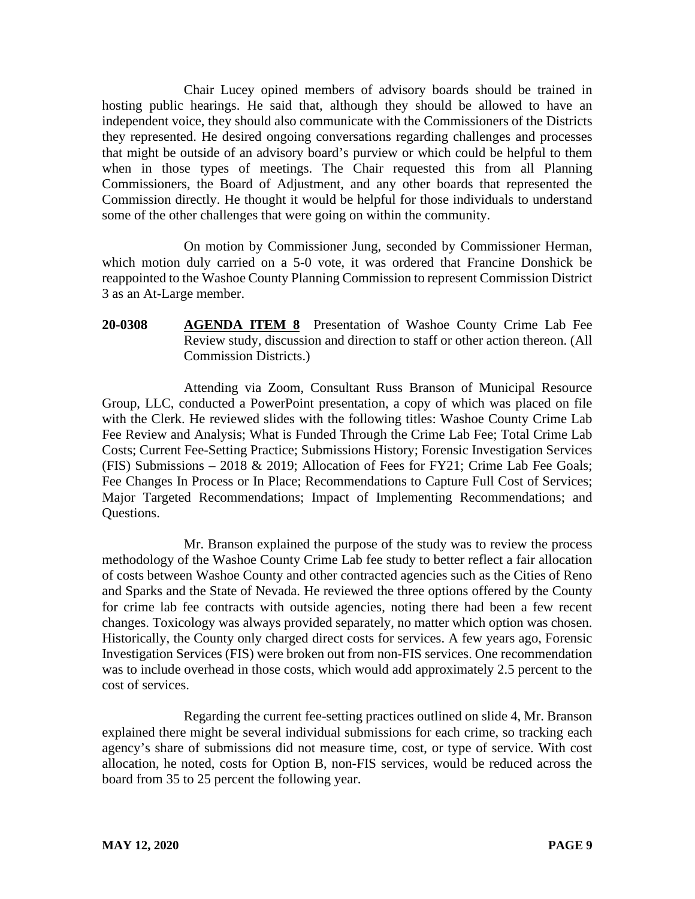Chair Lucey opined members of advisory boards should be trained in hosting public hearings. He said that, although they should be allowed to have an independent voice, they should also communicate with the Commissioners of the Districts they represented. He desired ongoing conversations regarding challenges and processes that might be outside of an advisory board's purview or which could be helpful to them when in those types of meetings. The Chair requested this from all Planning Commissioners, the Board of Adjustment, and any other boards that represented the Commission directly. He thought it would be helpful for those individuals to understand some of the other challenges that were going on within the community.

On motion by Commissioner Jung, seconded by Commissioner Herman, which motion duly carried on a 5-0 vote, it was ordered that Francine Donshick be reappointed to the Washoe County Planning Commission to represent Commission District 3 as an At-Large member.

**20-0308** **AGENDA ITEM 8** Presentation of Washoe County Crime Lab Fee Review study, discussion and direction to staff or other action thereon. (All Commission Districts.)

Attending via Zoom, Consultant Russ Branson of Municipal Resource Group, LLC, conducted a PowerPoint presentation, a copy of which was placed on file with the Clerk. He reviewed slides with the following titles: Washoe County Crime Lab Fee Review and Analysis; What is Funded Through the Crime Lab Fee; Total Crime Lab Costs; Current Fee-Setting Practice; Submissions History; Forensic Investigation Services (FIS) Submissions – 2018 & 2019; Allocation of Fees for FY21; Crime Lab Fee Goals; Fee Changes In Process or In Place; Recommendations to Capture Full Cost of Services; Major Targeted Recommendations; Impact of Implementing Recommendations; and Questions.

Mr. Branson explained the purpose of the study was to review the process methodology of the Washoe County Crime Lab fee study to better reflect a fair allocation of costs between Washoe County and other contracted agencies such as the Cities of Reno and Sparks and the State of Nevada. He reviewed the three options offered by the County for crime lab fee contracts with outside agencies, noting there had been a few recent changes. Toxicology was always provided separately, no matter which option was chosen. Historically, the County only charged direct costs for services. A few years ago, Forensic Investigation Services (FIS) were broken out from non-FIS services. One recommendation was to include overhead in those costs, which would add approximately 2.5 percent to the cost of services.

Regarding the current fee-setting practices outlined on slide 4, Mr. Branson explained there might be several individual submissions for each crime, so tracking each agency's share of submissions did not measure time, cost, or type of service. With cost allocation, he noted, costs for Option B, non-FIS services, would be reduced across the board from 35 to 25 percent the following year.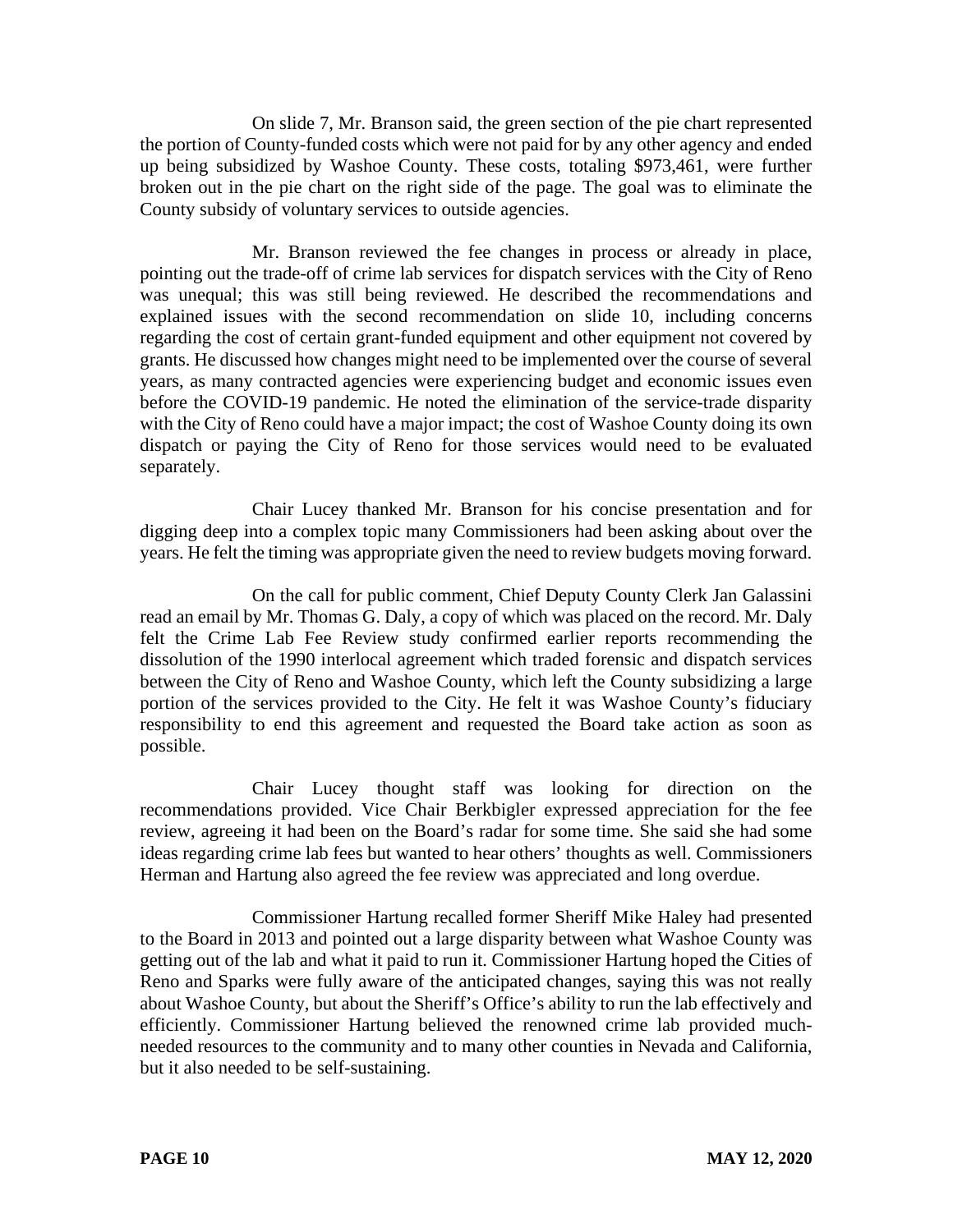On slide 7, Mr. Branson said, the green section of the pie chart represented the portion of County-funded costs which were not paid for by any other agency and ended up being subsidized by Washoe County. These costs, totaling $973,461, were further broken out in the pie chart on the right side of the page. The goal was to eliminate the County subsidy of voluntary services to outside agencies.

Mr. Branson reviewed the fee changes in process or already in place, pointing out the trade-off of crime lab services for dispatch services with the City of Reno was unequal; this was still being reviewed. He described the recommendations and explained issues with the second recommendation on slide 10, including concerns regarding the cost of certain grant-funded equipment and other equipment not covered by grants. He discussed how changes might need to be implemented over the course of several years, as many contracted agencies were experiencing budget and economic issues even before the COVID-19 pandemic. He noted the elimination of the service-trade disparity with the City of Reno could have a major impact; the cost of Washoe County doing its own dispatch or paying the City of Reno for those services would need to be evaluated separately.

Chair Lucey thanked Mr. Branson for his concise presentation and for digging deep into a complex topic many Commissioners had been asking about over the years. He felt the timing was appropriate given the need to review budgets moving forward.

On the call for public comment, Chief Deputy County Clerk Jan Galassini read an email by Mr. Thomas G. Daly, a copy of which was placed on the record. Mr. Daly felt the Crime Lab Fee Review study confirmed earlier reports recommending the dissolution of the 1990 interlocal agreement which traded forensic and dispatch services between the City of Reno and Washoe County, which left the County subsidizing a large portion of the services provided to the City. He felt it was Washoe County's fiduciary responsibility to end this agreement and requested the Board take action as soon as possible.

Chair Lucey thought staff was looking for direction on the recommendations provided. Vice Chair Berkbigler expressed appreciation for the fee review, agreeing it had been on the Board's radar for some time. She said she had some ideas regarding crime lab fees but wanted to hear others' thoughts as well. Commissioners Herman and Hartung also agreed the fee review was appreciated and long overdue.

Commissioner Hartung recalled former Sheriff Mike Haley had presented to the Board in 2013 and pointed out a large disparity between what Washoe County was getting out of the lab and what it paid to run it. Commissioner Hartung hoped the Cities of Reno and Sparks were fully aware of the anticipated changes, saying this was not really about Washoe County, but about the Sheriff's Office's ability to run the lab effectively and efficiently. Commissioner Hartung believed the renowned crime lab provided much-needed resources to the community and to many other counties in Nevada and California, but it also needed to be self-sustaining.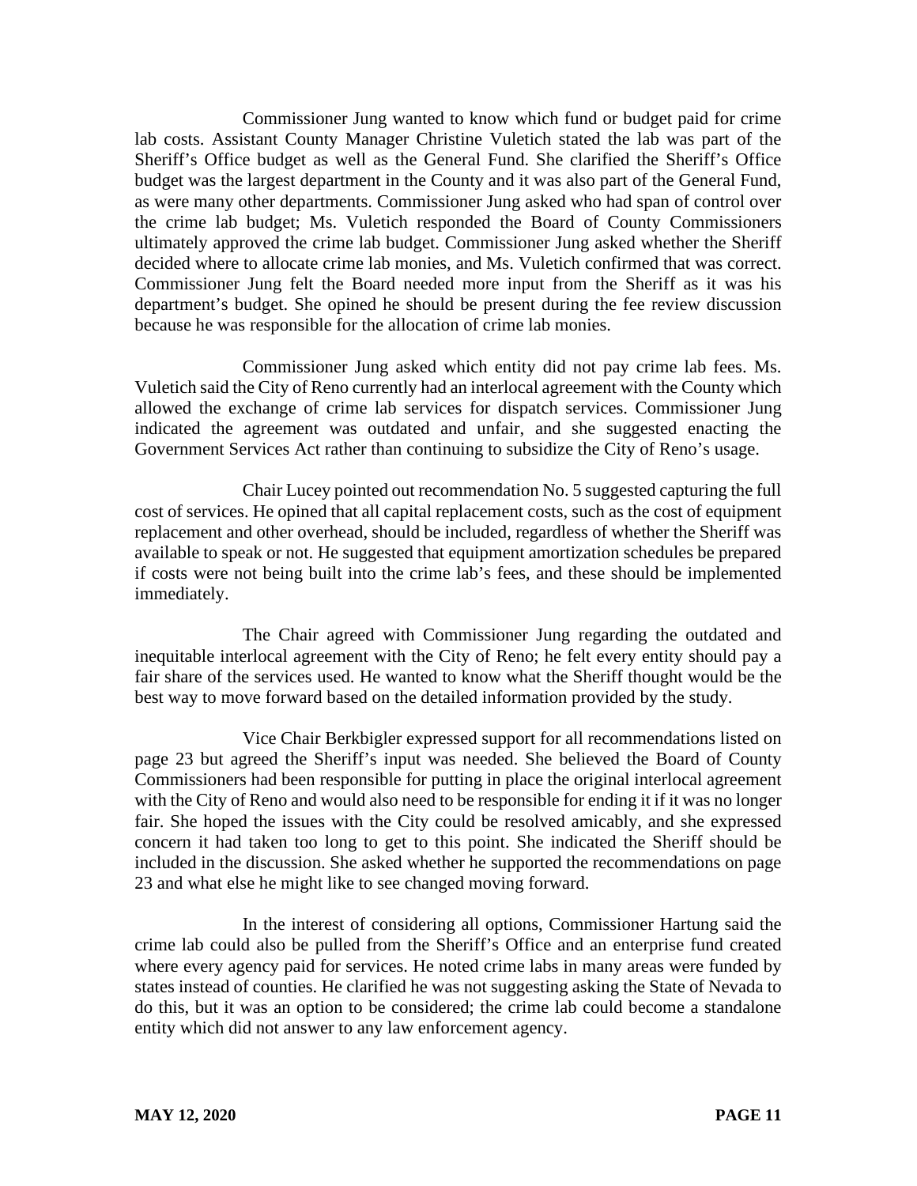Commissioner Jung wanted to know which fund or budget paid for crime lab costs. Assistant County Manager Christine Vuletich stated the lab was part of the Sheriff's Office budget as well as the General Fund. She clarified the Sheriff's Office budget was the largest department in the County and it was also part of the General Fund, as were many other departments. Commissioner Jung asked who had span of control over the crime lab budget; Ms. Vuletich responded the Board of County Commissioners ultimately approved the crime lab budget. Commissioner Jung asked whether the Sheriff decided where to allocate crime lab monies, and Ms. Vuletich confirmed that was correct. Commissioner Jung felt the Board needed more input from the Sheriff as it was his department's budget. She opined he should be present during the fee review discussion because he was responsible for the allocation of crime lab monies.

Commissioner Jung asked which entity did not pay crime lab fees. Ms. Vuletich said the City of Reno currently had an interlocal agreement with the County which allowed the exchange of crime lab services for dispatch services. Commissioner Jung indicated the agreement was outdated and unfair, and she suggested enacting the Government Services Act rather than continuing to subsidize the City of Reno's usage.

Chair Lucey pointed out recommendation No. 5 suggested capturing the full cost of services. He opined that all capital replacement costs, such as the cost of equipment replacement and other overhead, should be included, regardless of whether the Sheriff was available to speak or not. He suggested that equipment amortization schedules be prepared if costs were not being built into the crime lab's fees, and these should be implemented immediately.

The Chair agreed with Commissioner Jung regarding the outdated and inequitable interlocal agreement with the City of Reno; he felt every entity should pay a fair share of the services used. He wanted to know what the Sheriff thought would be the best way to move forward based on the detailed information provided by the study.

Vice Chair Berkbigler expressed support for all recommendations listed on page 23 but agreed the Sheriff's input was needed. She believed the Board of County Commissioners had been responsible for putting in place the original interlocal agreement with the City of Reno and would also need to be responsible for ending it if it was no longer fair. She hoped the issues with the City could be resolved amicably, and she expressed concern it had taken too long to get to this point. She indicated the Sheriff should be included in the discussion. She asked whether he supported the recommendations on page 23 and what else he might like to see changed moving forward.

In the interest of considering all options, Commissioner Hartung said the crime lab could also be pulled from the Sheriff's Office and an enterprise fund created where every agency paid for services. He noted crime labs in many areas were funded by states instead of counties. He clarified he was not suggesting asking the State of Nevada to do this, but it was an option to be considered; the crime lab could become a standalone entity which did not answer to any law enforcement agency.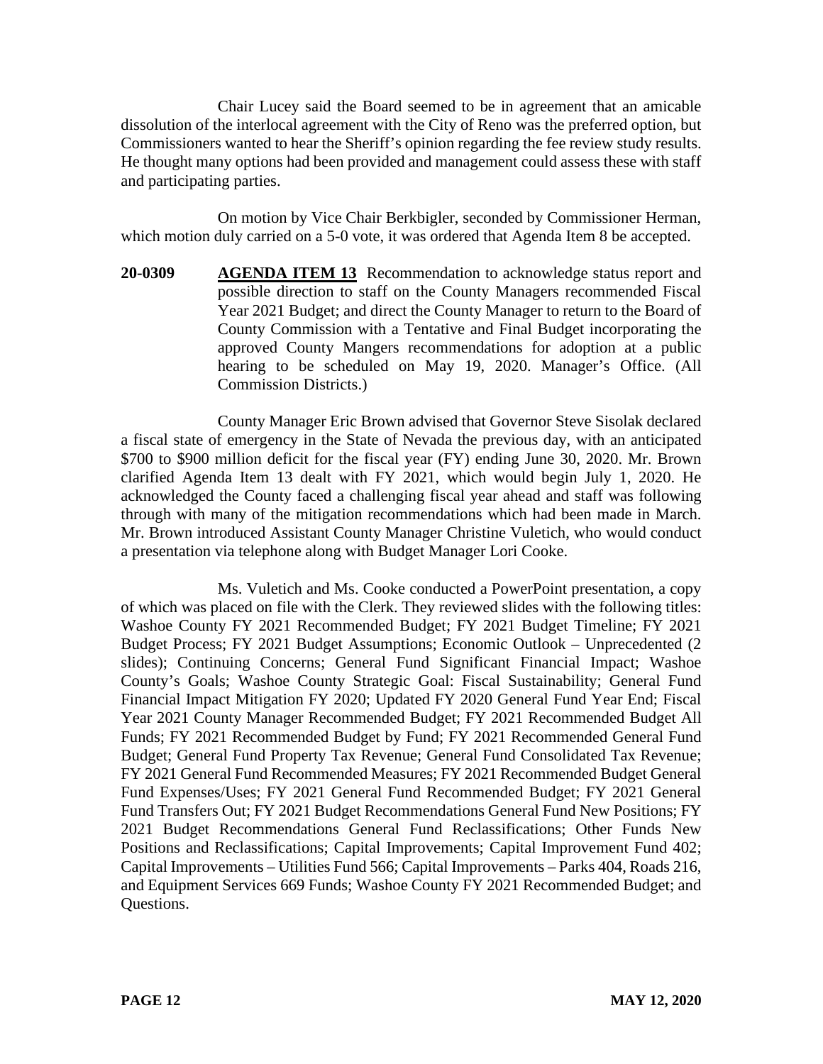Chair Lucey said the Board seemed to be in agreement that an amicable dissolution of the interlocal agreement with the City of Reno was the preferred option, but Commissioners wanted to hear the Sheriff's opinion regarding the fee review study results. He thought many options had been provided and management could assess these with staff and participating parties.

On motion by Vice Chair Berkbigler, seconded by Commissioner Herman, which motion duly carried on a 5-0 vote, it was ordered that Agenda Item 8 be accepted.

**20-0309** **AGENDA ITEM 13** Recommendation to acknowledge status report and possible direction to staff on the County Managers recommended Fiscal Year 2021 Budget; and direct the County Manager to return to the Board of County Commission with a Tentative and Final Budget incorporating the approved County Mangers recommendations for adoption at a public hearing to be scheduled on May 19, 2020. Manager's Office. (All Commission Districts.)

County Manager Eric Brown advised that Governor Steve Sisolak declared a fiscal state of emergency in the State of Nevada the previous day, with an anticipated \$700 to \$900 million deficit for the fiscal year (FY) ending June 30, 2020. Mr. Brown clarified Agenda Item 13 dealt with FY 2021, which would begin July 1, 2020. He acknowledged the County faced a challenging fiscal year ahead and staff was following through with many of the mitigation recommendations which had been made in March. Mr. Brown introduced Assistant County Manager Christine Vuletich, who would conduct a presentation via telephone along with Budget Manager Lori Cooke.

Ms. Vuletich and Ms. Cooke conducted a PowerPoint presentation, a copy of which was placed on file with the Clerk. They reviewed slides with the following titles: Washoe County FY 2021 Recommended Budget; FY 2021 Budget Timeline; FY 2021 Budget Process; FY 2021 Budget Assumptions; Economic Outlook – Unprecedented (2 slides); Continuing Concerns; General Fund Significant Financial Impact; Washoe County's Goals; Washoe County Strategic Goal: Fiscal Sustainability; General Fund Financial Impact Mitigation FY 2020; Updated FY 2020 General Fund Year End; Fiscal Year 2021 County Manager Recommended Budget; FY 2021 Recommended Budget All Funds; FY 2021 Recommended Budget by Fund; FY 2021 Recommended General Fund Budget; General Fund Property Tax Revenue; General Fund Consolidated Tax Revenue; FY 2021 General Fund Recommended Measures; FY 2021 Recommended Budget General Fund Expenses/Uses; FY 2021 General Fund Recommended Budget; FY 2021 General Fund Transfers Out; FY 2021 Budget Recommendations General Fund New Positions; FY 2021 Budget Recommendations General Fund Reclassifications; Other Funds New Positions and Reclassifications; Capital Improvements; Capital Improvement Fund 402; Capital Improvements – Utilities Fund 566; Capital Improvements – Parks 404, Roads 216, and Equipment Services 669 Funds; Washoe County FY 2021 Recommended Budget; and Questions.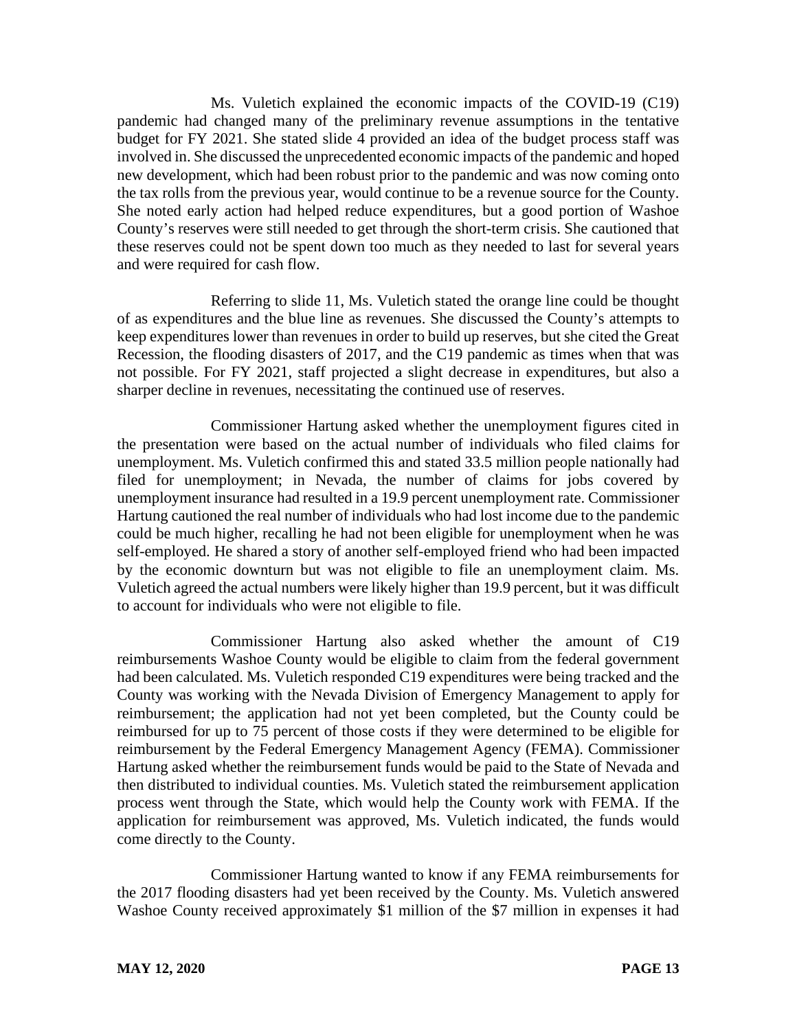Ms. Vuletich explained the economic impacts of the COVID-19 (C19) pandemic had changed many of the preliminary revenue assumptions in the tentative budget for FY 2021. She stated slide 4 provided an idea of the budget process staff was involved in. She discussed the unprecedented economic impacts of the pandemic and hoped new development, which had been robust prior to the pandemic and was now coming onto the tax rolls from the previous year, would continue to be a revenue source for the County. She noted early action had helped reduce expenditures, but a good portion of Washoe County's reserves were still needed to get through the short-term crisis. She cautioned that these reserves could not be spent down too much as they needed to last for several years and were required for cash flow.

Referring to slide 11, Ms. Vuletich stated the orange line could be thought of as expenditures and the blue line as revenues. She discussed the County's attempts to keep expenditures lower than revenues in order to build up reserves, but she cited the Great Recession, the flooding disasters of 2017, and the C19 pandemic as times when that was not possible. For FY 2021, staff projected a slight decrease in expenditures, but also a sharper decline in revenues, necessitating the continued use of reserves.

Commissioner Hartung asked whether the unemployment figures cited in the presentation were based on the actual number of individuals who filed claims for unemployment. Ms. Vuletich confirmed this and stated 33.5 million people nationally had filed for unemployment; in Nevada, the number of claims for jobs covered by unemployment insurance had resulted in a 19.9 percent unemployment rate. Commissioner Hartung cautioned the real number of individuals who had lost income due to the pandemic could be much higher, recalling he had not been eligible for unemployment when he was self-employed. He shared a story of another self-employed friend who had been impacted by the economic downturn but was not eligible to file an unemployment claim. Ms. Vuletich agreed the actual numbers were likely higher than 19.9 percent, but it was difficult to account for individuals who were not eligible to file.

Commissioner Hartung also asked whether the amount of C19 reimbursements Washoe County would be eligible to claim from the federal government had been calculated. Ms. Vuletich responded C19 expenditures were being tracked and the County was working with the Nevada Division of Emergency Management to apply for reimbursement; the application had not yet been completed, but the County could be reimbursed for up to 75 percent of those costs if they were determined to be eligible for reimbursement by the Federal Emergency Management Agency (FEMA). Commissioner Hartung asked whether the reimbursement funds would be paid to the State of Nevada and then distributed to individual counties. Ms. Vuletich stated the reimbursement application process went through the State, which would help the County work with FEMA. If the application for reimbursement was approved, Ms. Vuletich indicated, the funds would come directly to the County.

Commissioner Hartung wanted to know if any FEMA reimbursements for the 2017 flooding disasters had yet been received by the County. Ms. Vuletich answered Washoe County received approximately $1 million of the $7 million in expenses it had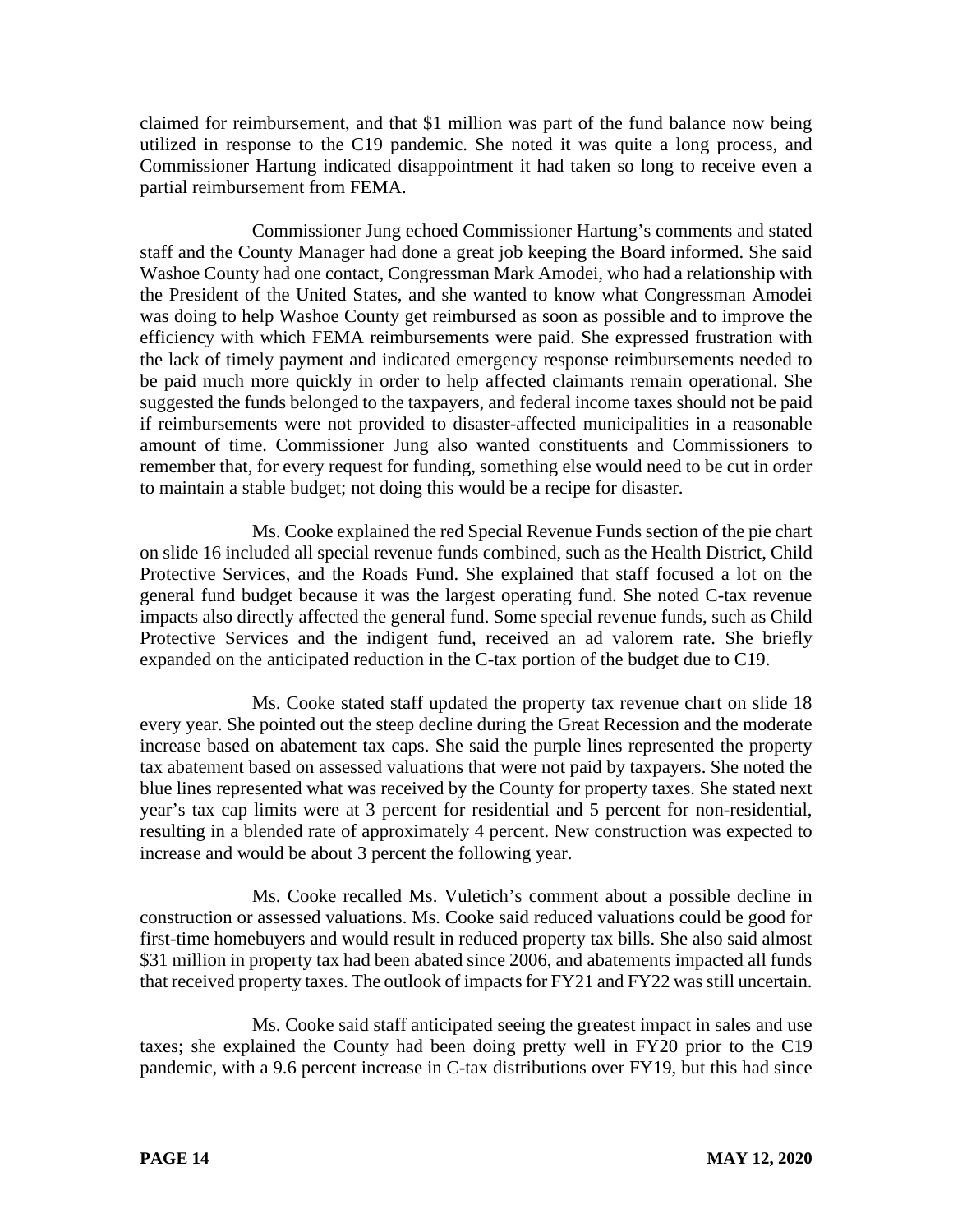claimed for reimbursement, and that $1 million was part of the fund balance now being utilized in response to the C19 pandemic. She noted it was quite a long process, and Commissioner Hartung indicated disappointment it had taken so long to receive even a partial reimbursement from FEMA.

Commissioner Jung echoed Commissioner Hartung's comments and stated staff and the County Manager had done a great job keeping the Board informed. She said Washoe County had one contact, Congressman Mark Amodei, who had a relationship with the President of the United States, and she wanted to know what Congressman Amodei was doing to help Washoe County get reimbursed as soon as possible and to improve the efficiency with which FEMA reimbursements were paid. She expressed frustration with the lack of timely payment and indicated emergency response reimbursements needed to be paid much more quickly in order to help affected claimants remain operational. She suggested the funds belonged to the taxpayers, and federal income taxes should not be paid if reimbursements were not provided to disaster-affected municipalities in a reasonable amount of time. Commissioner Jung also wanted constituents and Commissioners to remember that, for every request for funding, something else would need to be cut in order to maintain a stable budget; not doing this would be a recipe for disaster.

Ms. Cooke explained the red Special Revenue Funds section of the pie chart on slide 16 included all special revenue funds combined, such as the Health District, Child Protective Services, and the Roads Fund. She explained that staff focused a lot on the general fund budget because it was the largest operating fund. She noted C-tax revenue impacts also directly affected the general fund. Some special revenue funds, such as Child Protective Services and the indigent fund, received an ad valorem rate. She briefly expanded on the anticipated reduction in the C-tax portion of the budget due to C19.

Ms. Cooke stated staff updated the property tax revenue chart on slide 18 every year. She pointed out the steep decline during the Great Recession and the moderate increase based on abatement tax caps. She said the purple lines represented the property tax abatement based on assessed valuations that were not paid by taxpayers. She noted the blue lines represented what was received by the County for property taxes. She stated next year's tax cap limits were at 3 percent for residential and 5 percent for non-residential, resulting in a blended rate of approximately 4 percent. New construction was expected to increase and would be about 3 percent the following year.

Ms. Cooke recalled Ms. Vuletich's comment about a possible decline in construction or assessed valuations. Ms. Cooke said reduced valuations could be good for first-time homebuyers and would result in reduced property tax bills. She also said almost $31 million in property tax had been abated since 2006, and abatements impacted all funds that received property taxes. The outlook of impacts for FY21 and FY22 was still uncertain.

Ms. Cooke said staff anticipated seeing the greatest impact in sales and use taxes; she explained the County had been doing pretty well in FY20 prior to the C19 pandemic, with a 9.6 percent increase in C-tax distributions over FY19, but this had since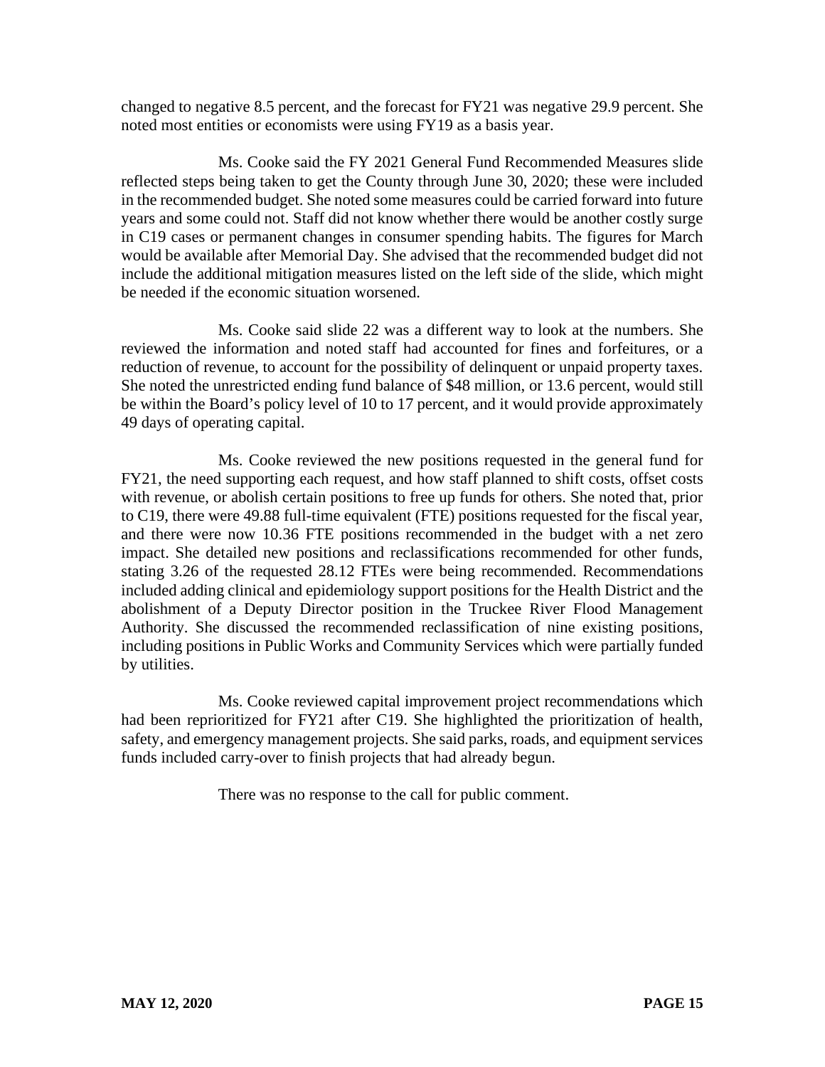changed to negative 8.5 percent, and the forecast for FY21 was negative 29.9 percent. She noted most entities or economists were using FY19 as a basis year.

Ms. Cooke said the FY 2021 General Fund Recommended Measures slide reflected steps being taken to get the County through June 30, 2020; these were included in the recommended budget. She noted some measures could be carried forward into future years and some could not. Staff did not know whether there would be another costly surge in C19 cases or permanent changes in consumer spending habits. The figures for March would be available after Memorial Day. She advised that the recommended budget did not include the additional mitigation measures listed on the left side of the slide, which might be needed if the economic situation worsened.

Ms. Cooke said slide 22 was a different way to look at the numbers. She reviewed the information and noted staff had accounted for fines and forfeitures, or a reduction of revenue, to account for the possibility of delinquent or unpaid property taxes. She noted the unrestricted ending fund balance of $48 million, or 13.6 percent, would still be within the Board's policy level of 10 to 17 percent, and it would provide approximately 49 days of operating capital.

Ms. Cooke reviewed the new positions requested in the general fund for FY21, the need supporting each request, and how staff planned to shift costs, offset costs with revenue, or abolish certain positions to free up funds for others. She noted that, prior to C19, there were 49.88 full-time equivalent (FTE) positions requested for the fiscal year, and there were now 10.36 FTE positions recommended in the budget with a net zero impact. She detailed new positions and reclassifications recommended for other funds, stating 3.26 of the requested 28.12 FTEs were being recommended. Recommendations included adding clinical and epidemiology support positions for the Health District and the abolishment of a Deputy Director position in the Truckee River Flood Management Authority. She discussed the recommended reclassification of nine existing positions, including positions in Public Works and Community Services which were partially funded by utilities.

Ms. Cooke reviewed capital improvement project recommendations which had been reprioritized for FY21 after C19. She highlighted the prioritization of health, safety, and emergency management projects. She said parks, roads, and equipment services funds included carry-over to finish projects that had already begun.

There was no response to the call for public comment.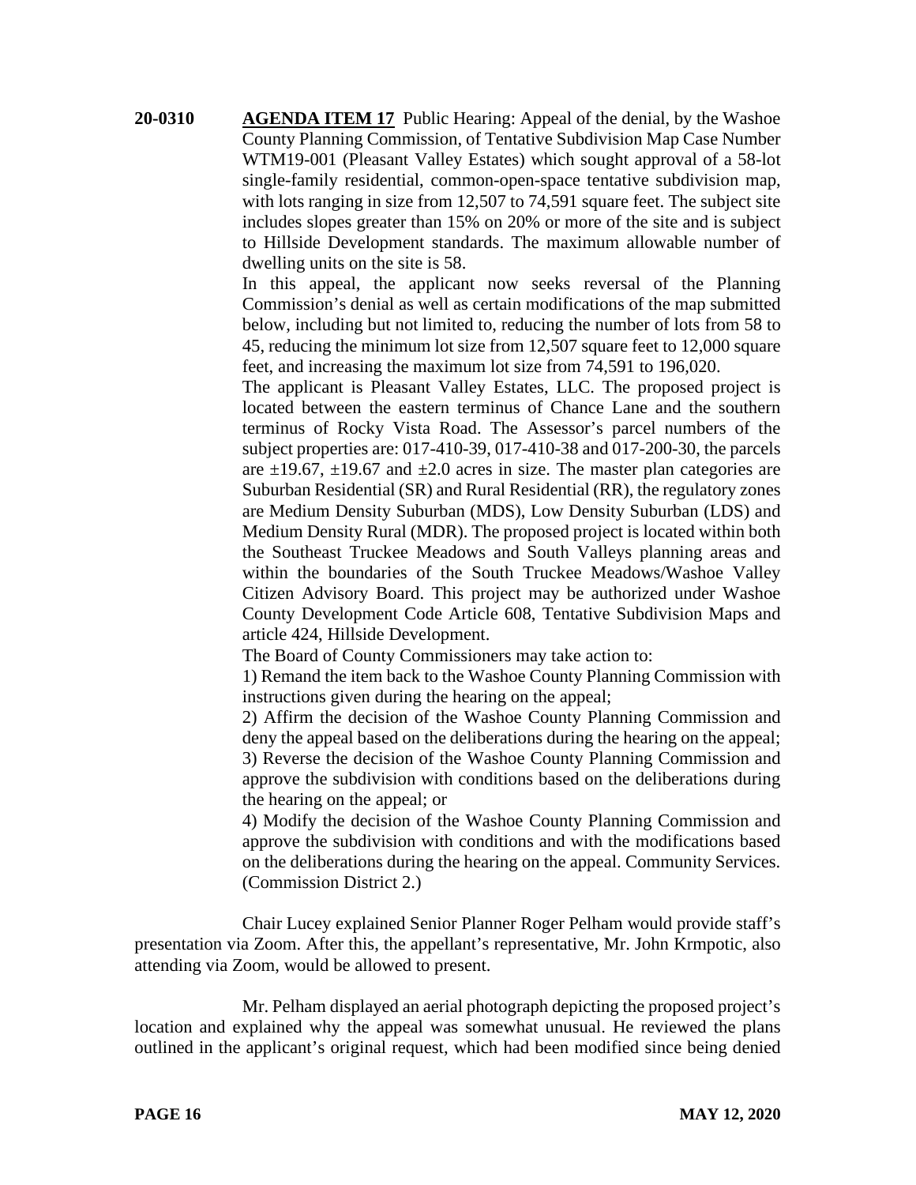**20-0310** **AGENDA ITEM 17** Public Hearing: Appeal of the denial, by the Washoe County Planning Commission, of Tentative Subdivision Map Case Number WTM19-001 (Pleasant Valley Estates) which sought approval of a 58-lot single-family residential, common-open-space tentative subdivision map, with lots ranging in size from 12,507 to 74,591 square feet. The subject site includes slopes greater than 15% on 20% or more of the site and is subject to Hillside Development standards. The maximum allowable number of dwelling units on the site is 58.

In this appeal, the applicant now seeks reversal of the Planning Commission's denial as well as certain modifications of the map submitted below, including but not limited to, reducing the number of lots from 58 to 45, reducing the minimum lot size from 12,507 square feet to 12,000 square feet, and increasing the maximum lot size from 74,591 to 196,020.

The applicant is Pleasant Valley Estates, LLC. The proposed project is located between the eastern terminus of Chance Lane and the southern terminus of Rocky Vista Road. The Assessor's parcel numbers of the subject properties are: 017-410-39, 017-410-38 and 017-200-30, the parcels are ±19.67, ±19.67 and ±2.0 acres in size. The master plan categories are Suburban Residential (SR) and Rural Residential (RR), the regulatory zones are Medium Density Suburban (MDS), Low Density Suburban (LDS) and Medium Density Rural (MDR). The proposed project is located within both the Southeast Truckee Meadows and South Valleys planning areas and within the boundaries of the South Truckee Meadows/Washoe Valley Citizen Advisory Board. This project may be authorized under Washoe County Development Code Article 608, Tentative Subdivision Maps and article 424, Hillside Development.

The Board of County Commissioners may take action to:

1) Remand the item back to the Washoe County Planning Commission with instructions given during the hearing on the appeal;
2) Affirm the decision of the Washoe County Planning Commission and deny the appeal based on the deliberations during the hearing on the appeal;
3) Reverse the decision of the Washoe County Planning Commission and approve the subdivision with conditions based on the deliberations during the hearing on the appeal; or
4) Modify the decision of the Washoe County Planning Commission and approve the subdivision with conditions and with the modifications based on the deliberations during the hearing on the appeal. Community Services. (Commission District 2.)

Chair Lucey explained Senior Planner Roger Pelham would provide staff's presentation via Zoom. After this, the appellant's representative, Mr. John Krmpotic, also attending via Zoom, would be allowed to present.

Mr. Pelham displayed an aerial photograph depicting the proposed project's location and explained why the appeal was somewhat unusual. He reviewed the plans outlined in the applicant's original request, which had been modified since being denied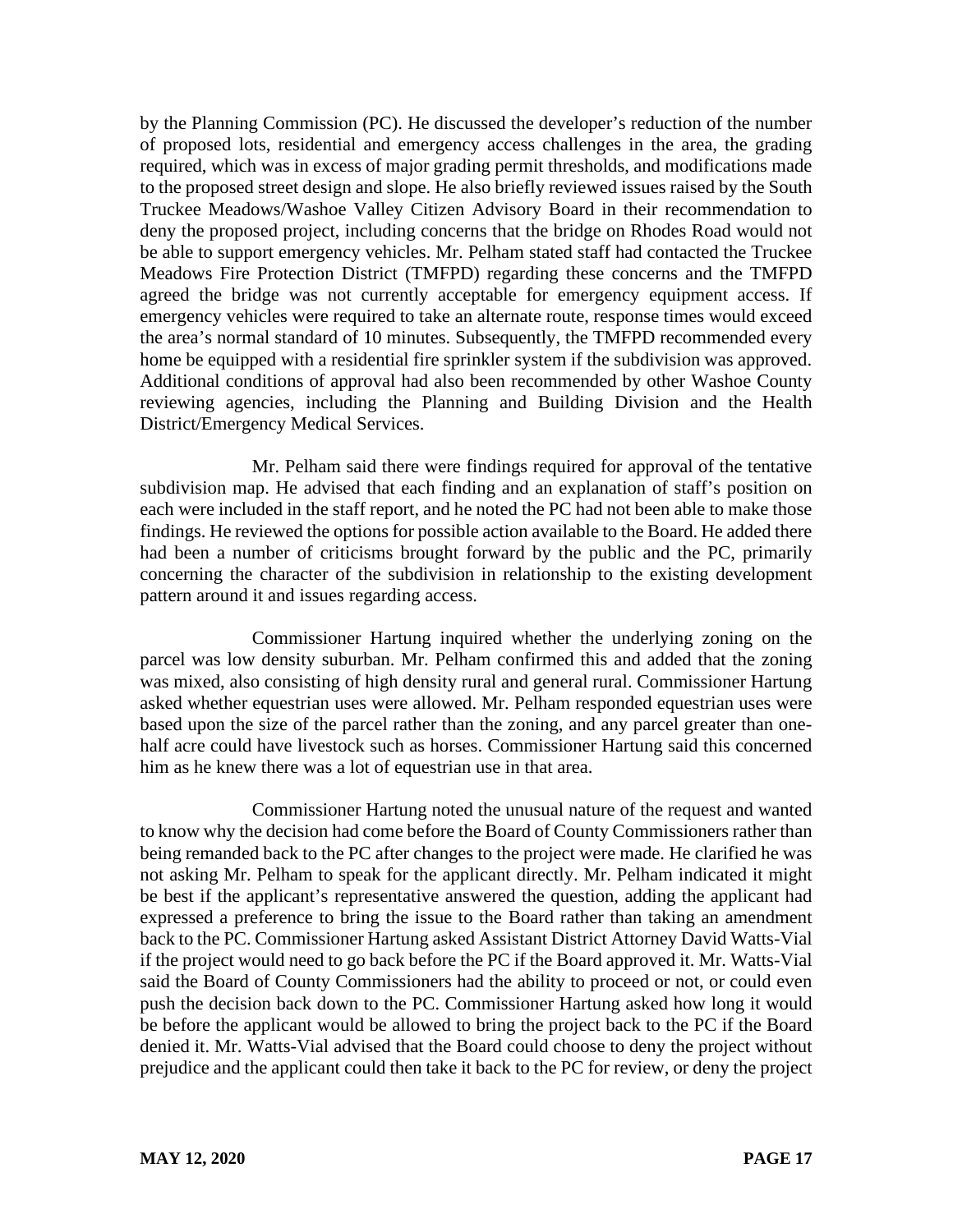by the Planning Commission (PC). He discussed the developer's reduction of the number of proposed lots, residential and emergency access challenges in the area, the grading required, which was in excess of major grading permit thresholds, and modifications made to the proposed street design and slope. He also briefly reviewed issues raised by the South Truckee Meadows/Washoe Valley Citizen Advisory Board in their recommendation to deny the proposed project, including concerns that the bridge on Rhodes Road would not be able to support emergency vehicles. Mr. Pelham stated staff had contacted the Truckee Meadows Fire Protection District (TMFPD) regarding these concerns and the TMFPD agreed the bridge was not currently acceptable for emergency equipment access. If emergency vehicles were required to take an alternate route, response times would exceed the area's normal standard of 10 minutes. Subsequently, the TMFPD recommended every home be equipped with a residential fire sprinkler system if the subdivision was approved. Additional conditions of approval had also been recommended by other Washoe County reviewing agencies, including the Planning and Building Division and the Health District/Emergency Medical Services.

Mr. Pelham said there were findings required for approval of the tentative subdivision map. He advised that each finding and an explanation of staff's position on each were included in the staff report, and he noted the PC had not been able to make those findings. He reviewed the options for possible action available to the Board. He added there had been a number of criticisms brought forward by the public and the PC, primarily concerning the character of the subdivision in relationship to the existing development pattern around it and issues regarding access.

Commissioner Hartung inquired whether the underlying zoning on the parcel was low density suburban. Mr. Pelham confirmed this and added that the zoning was mixed, also consisting of high density rural and general rural. Commissioner Hartung asked whether equestrian uses were allowed. Mr. Pelham responded equestrian uses were based upon the size of the parcel rather than the zoning, and any parcel greater than one-half acre could have livestock such as horses. Commissioner Hartung said this concerned him as he knew there was a lot of equestrian use in that area.

Commissioner Hartung noted the unusual nature of the request and wanted to know why the decision had come before the Board of County Commissioners rather than being remanded back to the PC after changes to the project were made. He clarified he was not asking Mr. Pelham to speak for the applicant directly. Mr. Pelham indicated it might be best if the applicant's representative answered the question, adding the applicant had expressed a preference to bring the issue to the Board rather than taking an amendment back to the PC. Commissioner Hartung asked Assistant District Attorney David Watts-Vial if the project would need to go back before the PC if the Board approved it. Mr. Watts-Vial said the Board of County Commissioners had the ability to proceed or not, or could even push the decision back down to the PC. Commissioner Hartung asked how long it would be before the applicant would be allowed to bring the project back to the PC if the Board denied it. Mr. Watts-Vial advised that the Board could choose to deny the project without prejudice and the applicant could then take it back to the PC for review, or deny the project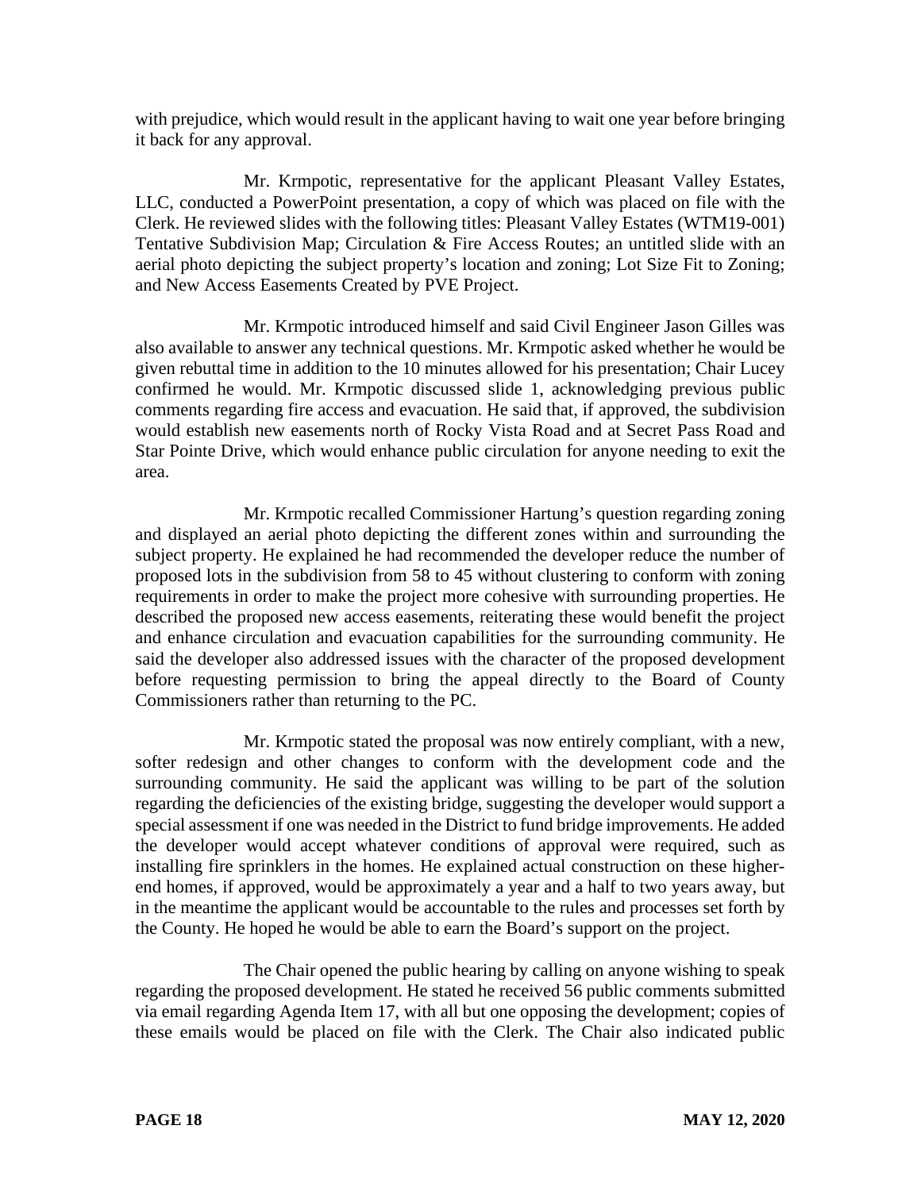with prejudice, which would result in the applicant having to wait one year before bringing it back for any approval.

Mr. Krmpotic, representative for the applicant Pleasant Valley Estates, LLC, conducted a PowerPoint presentation, a copy of which was placed on file with the Clerk. He reviewed slides with the following titles: Pleasant Valley Estates (WTM19-001) Tentative Subdivision Map; Circulation & Fire Access Routes; an untitled slide with an aerial photo depicting the subject property's location and zoning; Lot Size Fit to Zoning; and New Access Easements Created by PVE Project.

Mr. Krmpotic introduced himself and said Civil Engineer Jason Gilles was also available to answer any technical questions. Mr. Krmpotic asked whether he would be given rebuttal time in addition to the 10 minutes allowed for his presentation; Chair Lucey confirmed he would. Mr. Krmpotic discussed slide 1, acknowledging previous public comments regarding fire access and evacuation. He said that, if approved, the subdivision would establish new easements north of Rocky Vista Road and at Secret Pass Road and Star Pointe Drive, which would enhance public circulation for anyone needing to exit the area.

Mr. Krmpotic recalled Commissioner Hartung's question regarding zoning and displayed an aerial photo depicting the different zones within and surrounding the subject property. He explained he had recommended the developer reduce the number of proposed lots in the subdivision from 58 to 45 without clustering to conform with zoning requirements in order to make the project more cohesive with surrounding properties. He described the proposed new access easements, reiterating these would benefit the project and enhance circulation and evacuation capabilities for the surrounding community. He said the developer also addressed issues with the character of the proposed development before requesting permission to bring the appeal directly to the Board of County Commissioners rather than returning to the PC.

Mr. Krmpotic stated the proposal was now entirely compliant, with a new, softer redesign and other changes to conform with the development code and the surrounding community. He said the applicant was willing to be part of the solution regarding the deficiencies of the existing bridge, suggesting the developer would support a special assessment if one was needed in the District to fund bridge improvements. He added the developer would accept whatever conditions of approval were required, such as installing fire sprinklers in the homes. He explained actual construction on these higher-end homes, if approved, would be approximately a year and a half to two years away, but in the meantime the applicant would be accountable to the rules and processes set forth by the County. He hoped he would be able to earn the Board's support on the project.

The Chair opened the public hearing by calling on anyone wishing to speak regarding the proposed development. He stated he received 56 public comments submitted via email regarding Agenda Item 17, with all but one opposing the development; copies of these emails would be placed on file with the Clerk. The Chair also indicated public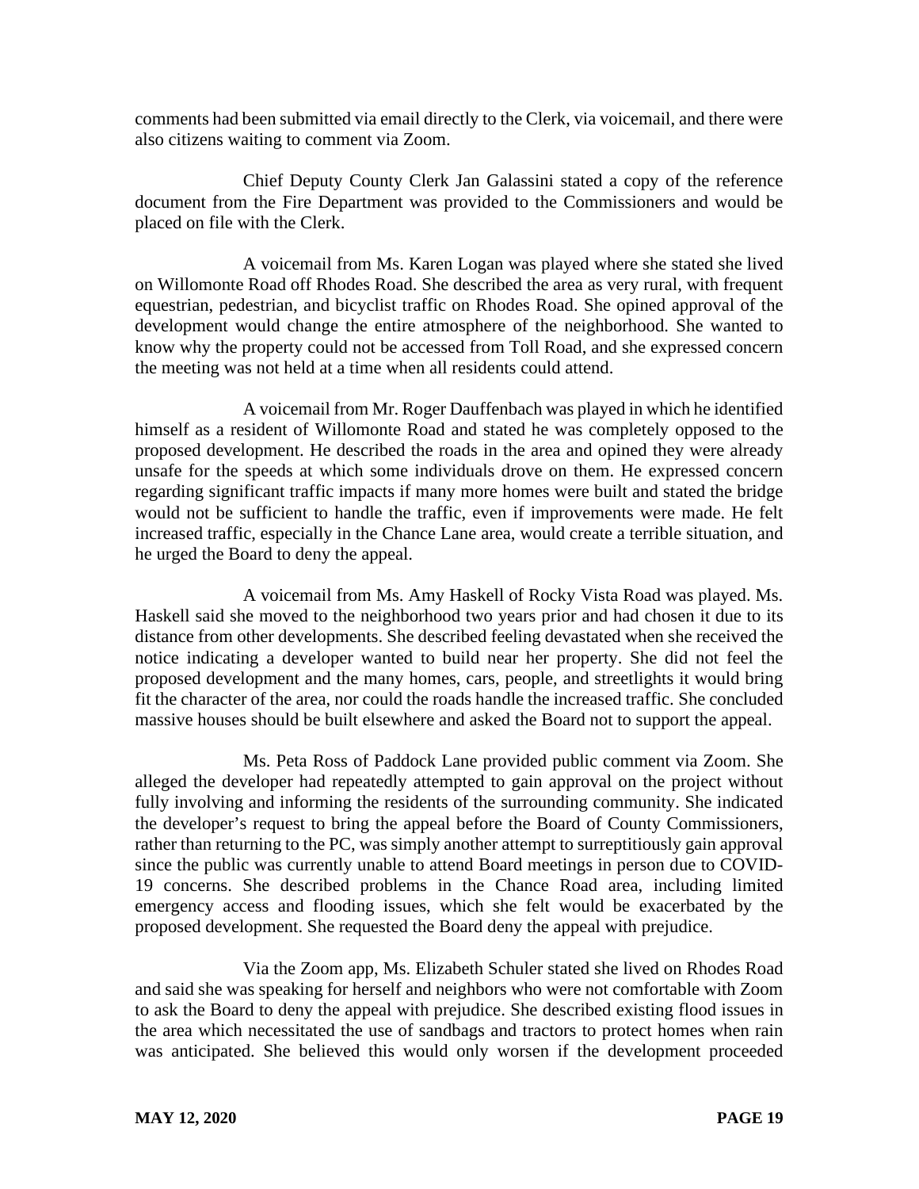comments had been submitted via email directly to the Clerk, via voicemail, and there were also citizens waiting to comment via Zoom.

Chief Deputy County Clerk Jan Galassini stated a copy of the reference document from the Fire Department was provided to the Commissioners and would be placed on file with the Clerk.

A voicemail from Ms. Karen Logan was played where she stated she lived on Willomonte Road off Rhodes Road. She described the area as very rural, with frequent equestrian, pedestrian, and bicyclist traffic on Rhodes Road. She opined approval of the development would change the entire atmosphere of the neighborhood. She wanted to know why the property could not be accessed from Toll Road, and she expressed concern the meeting was not held at a time when all residents could attend.

A voicemail from Mr. Roger Dauffenbach was played in which he identified himself as a resident of Willomonte Road and stated he was completely opposed to the proposed development. He described the roads in the area and opined they were already unsafe for the speeds at which some individuals drove on them. He expressed concern regarding significant traffic impacts if many more homes were built and stated the bridge would not be sufficient to handle the traffic, even if improvements were made. He felt increased traffic, especially in the Chance Lane area, would create a terrible situation, and he urged the Board to deny the appeal.

A voicemail from Ms. Amy Haskell of Rocky Vista Road was played. Ms. Haskell said she moved to the neighborhood two years prior and had chosen it due to its distance from other developments. She described feeling devastated when she received the notice indicating a developer wanted to build near her property. She did not feel the proposed development and the many homes, cars, people, and streetlights it would bring fit the character of the area, nor could the roads handle the increased traffic. She concluded massive houses should be built elsewhere and asked the Board not to support the appeal.

Ms. Peta Ross of Paddock Lane provided public comment via Zoom. She alleged the developer had repeatedly attempted to gain approval on the project without fully involving and informing the residents of the surrounding community. She indicated the developer's request to bring the appeal before the Board of County Commissioners, rather than returning to the PC, was simply another attempt to surreptitiously gain approval since the public was currently unable to attend Board meetings in person due to COVID-19 concerns. She described problems in the Chance Road area, including limited emergency access and flooding issues, which she felt would be exacerbated by the proposed development. She requested the Board deny the appeal with prejudice.

Via the Zoom app, Ms. Elizabeth Schuler stated she lived on Rhodes Road and said she was speaking for herself and neighbors who were not comfortable with Zoom to ask the Board to deny the appeal with prejudice. She described existing flood issues in the area which necessitated the use of sandbags and tractors to protect homes when rain was anticipated. She believed this would only worsen if the development proceeded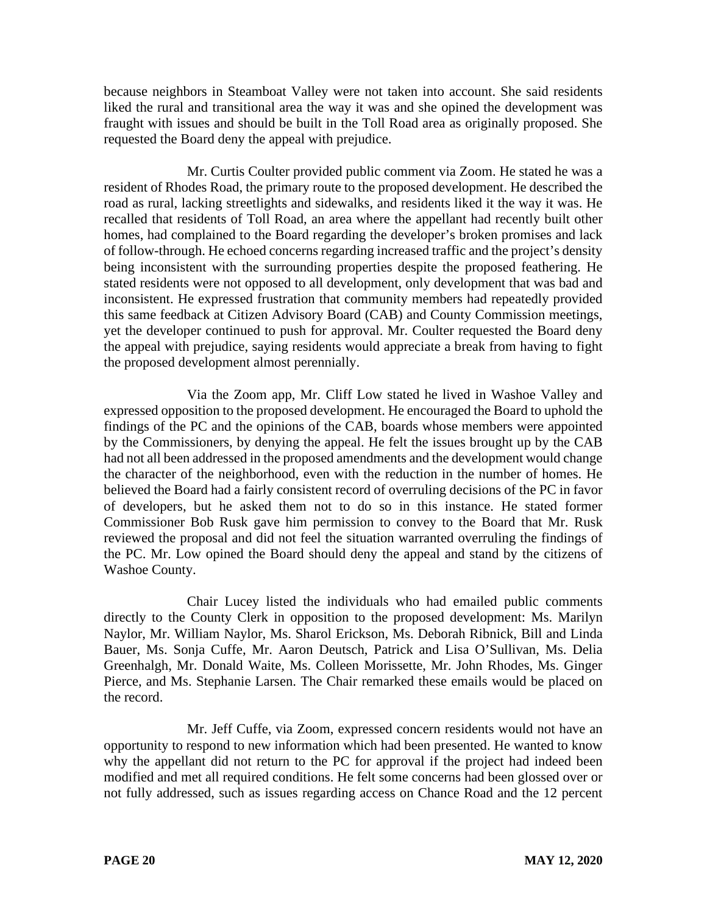because neighbors in Steamboat Valley were not taken into account. She said residents liked the rural and transitional area the way it was and she opined the development was fraught with issues and should be built in the Toll Road area as originally proposed. She requested the Board deny the appeal with prejudice.

Mr. Curtis Coulter provided public comment via Zoom. He stated he was a resident of Rhodes Road, the primary route to the proposed development. He described the road as rural, lacking streetlights and sidewalks, and residents liked it the way it was. He recalled that residents of Toll Road, an area where the appellant had recently built other homes, had complained to the Board regarding the developer's broken promises and lack of follow-through. He echoed concerns regarding increased traffic and the project's density being inconsistent with the surrounding properties despite the proposed feathering. He stated residents were not opposed to all development, only development that was bad and inconsistent. He expressed frustration that community members had repeatedly provided this same feedback at Citizen Advisory Board (CAB) and County Commission meetings, yet the developer continued to push for approval. Mr. Coulter requested the Board deny the appeal with prejudice, saying residents would appreciate a break from having to fight the proposed development almost perennially.

Via the Zoom app, Mr. Cliff Low stated he lived in Washoe Valley and expressed opposition to the proposed development. He encouraged the Board to uphold the findings of the PC and the opinions of the CAB, boards whose members were appointed by the Commissioners, by denying the appeal. He felt the issues brought up by the CAB had not all been addressed in the proposed amendments and the development would change the character of the neighborhood, even with the reduction in the number of homes. He believed the Board had a fairly consistent record of overruling decisions of the PC in favor of developers, but he asked them not to do so in this instance. He stated former Commissioner Bob Rusk gave him permission to convey to the Board that Mr. Rusk reviewed the proposal and did not feel the situation warranted overruling the findings of the PC. Mr. Low opined the Board should deny the appeal and stand by the citizens of Washoe County.

Chair Lucey listed the individuals who had emailed public comments directly to the County Clerk in opposition to the proposed development: Ms. Marilyn Naylor, Mr. William Naylor, Ms. Sharol Erickson, Ms. Deborah Ribnick, Bill and Linda Bauer, Ms. Sonja Cuffe, Mr. Aaron Deutsch, Patrick and Lisa O'Sullivan, Ms. Delia Greenhalgh, Mr. Donald Waite, Ms. Colleen Morissette, Mr. John Rhodes, Ms. Ginger Pierce, and Ms. Stephanie Larsen. The Chair remarked these emails would be placed on the record.

Mr. Jeff Cuffe, via Zoom, expressed concern residents would not have an opportunity to respond to new information which had been presented. He wanted to know why the appellant did not return to the PC for approval if the project had indeed been modified and met all required conditions. He felt some concerns had been glossed over or not fully addressed, such as issues regarding access on Chance Road and the 12 percent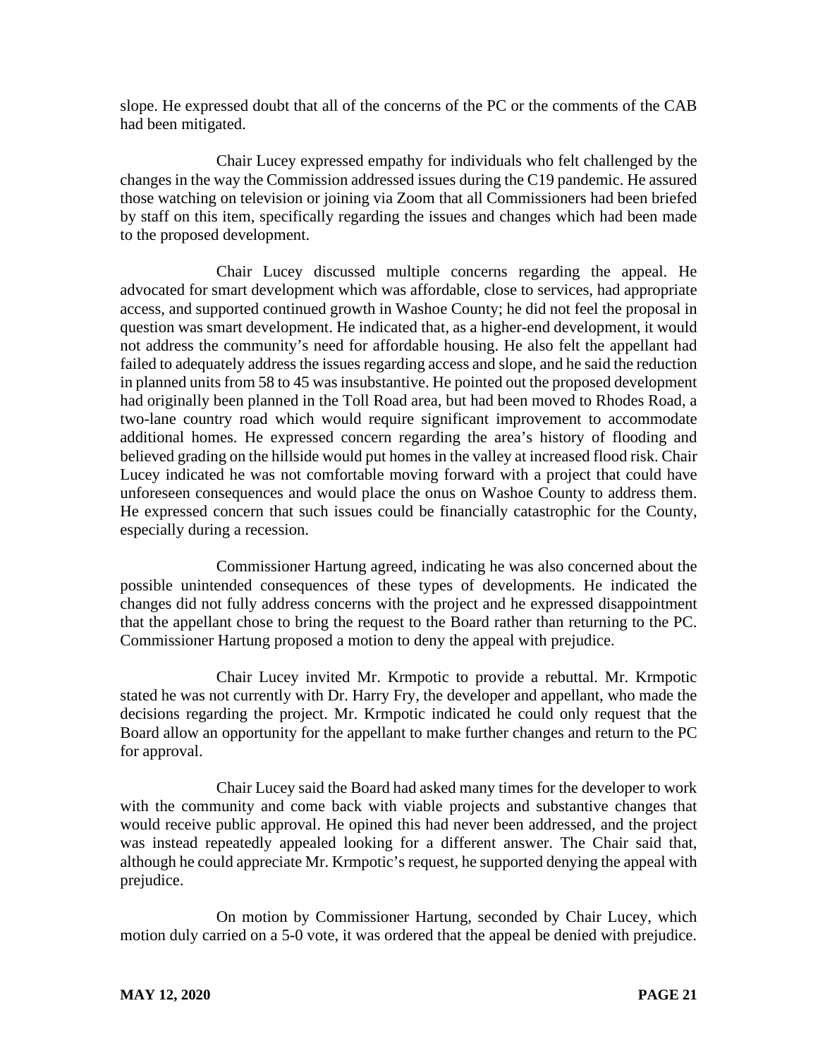slope. He expressed doubt that all of the concerns of the PC or the comments of the CAB had been mitigated.

Chair Lucey expressed empathy for individuals who felt challenged by the changes in the way the Commission addressed issues during the C19 pandemic. He assured those watching on television or joining via Zoom that all Commissioners had been briefed by staff on this item, specifically regarding the issues and changes which had been made to the proposed development.

Chair Lucey discussed multiple concerns regarding the appeal. He advocated for smart development which was affordable, close to services, had appropriate access, and supported continued growth in Washoe County; he did not feel the proposal in question was smart development. He indicated that, as a higher-end development, it would not address the community's need for affordable housing. He also felt the appellant had failed to adequately address the issues regarding access and slope, and he said the reduction in planned units from 58 to 45 was insubstantive. He pointed out the proposed development had originally been planned in the Toll Road area, but had been moved to Rhodes Road, a two-lane country road which would require significant improvement to accommodate additional homes. He expressed concern regarding the area's history of flooding and believed grading on the hillside would put homes in the valley at increased flood risk. Chair Lucey indicated he was not comfortable moving forward with a project that could have unforeseen consequences and would place the onus on Washoe County to address them. He expressed concern that such issues could be financially catastrophic for the County, especially during a recession.

Commissioner Hartung agreed, indicating he was also concerned about the possible unintended consequences of these types of developments. He indicated the changes did not fully address concerns with the project and he expressed disappointment that the appellant chose to bring the request to the Board rather than returning to the PC. Commissioner Hartung proposed a motion to deny the appeal with prejudice.

Chair Lucey invited Mr. Krmpotic to provide a rebuttal. Mr. Krmpotic stated he was not currently with Dr. Harry Fry, the developer and appellant, who made the decisions regarding the project. Mr. Krmpotic indicated he could only request that the Board allow an opportunity for the appellant to make further changes and return to the PC for approval.

Chair Lucey said the Board had asked many times for the developer to work with the community and come back with viable projects and substantive changes that would receive public approval. He opined this had never been addressed, and the project was instead repeatedly appealed looking for a different answer. The Chair said that, although he could appreciate Mr. Krmpotic's request, he supported denying the appeal with prejudice.

On motion by Commissioner Hartung, seconded by Chair Lucey, which motion duly carried on a 5-0 vote, it was ordered that the appeal be denied with prejudice.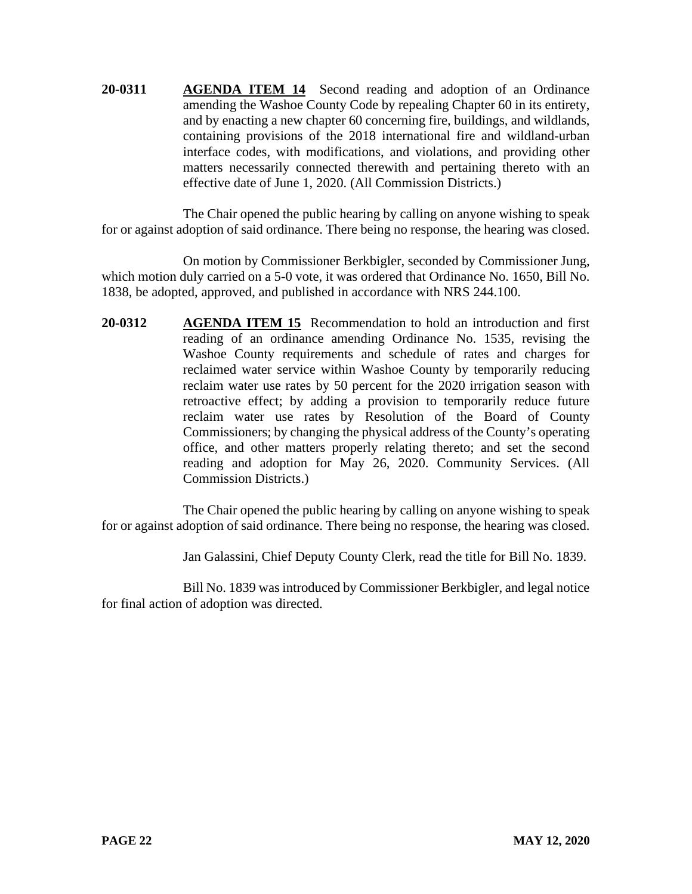**20-0311** **AGENDA ITEM 14** Second reading and adoption of an Ordinance amending the Washoe County Code by repealing Chapter 60 in its entirety, and by enacting a new chapter 60 concerning fire, buildings, and wildlands, containing provisions of the 2018 international fire and wildland-urban interface codes, with modifications, and violations, and providing other matters necessarily connected therewith and pertaining thereto with an effective date of June 1, 2020. (All Commission Districts.)

The Chair opened the public hearing by calling on anyone wishing to speak for or against adoption of said ordinance. There being no response, the hearing was closed.

On motion by Commissioner Berkbigler, seconded by Commissioner Jung, which motion duly carried on a 5-0 vote, it was ordered that Ordinance No. 1650, Bill No. 1838, be adopted, approved, and published in accordance with NRS 244.100.

**20-0312** **AGENDA ITEM 15** Recommendation to hold an introduction and first reading of an ordinance amending Ordinance No. 1535, revising the Washoe County requirements and schedule of rates and charges for reclaimed water service within Washoe County by temporarily reducing reclaim water use rates by 50 percent for the 2020 irrigation season with retroactive effect; by adding a provision to temporarily reduce future reclaim water use rates by Resolution of the Board of County Commissioners; by changing the physical address of the County's operating office, and other matters properly relating thereto; and set the second reading and adoption for May 26, 2020. Community Services. (All Commission Districts.)

The Chair opened the public hearing by calling on anyone wishing to speak for or against adoption of said ordinance. There being no response, the hearing was closed.

Jan Galassini, Chief Deputy County Clerk, read the title for Bill No. 1839.

Bill No. 1839 was introduced by Commissioner Berkbigler, and legal notice for final action of adoption was directed.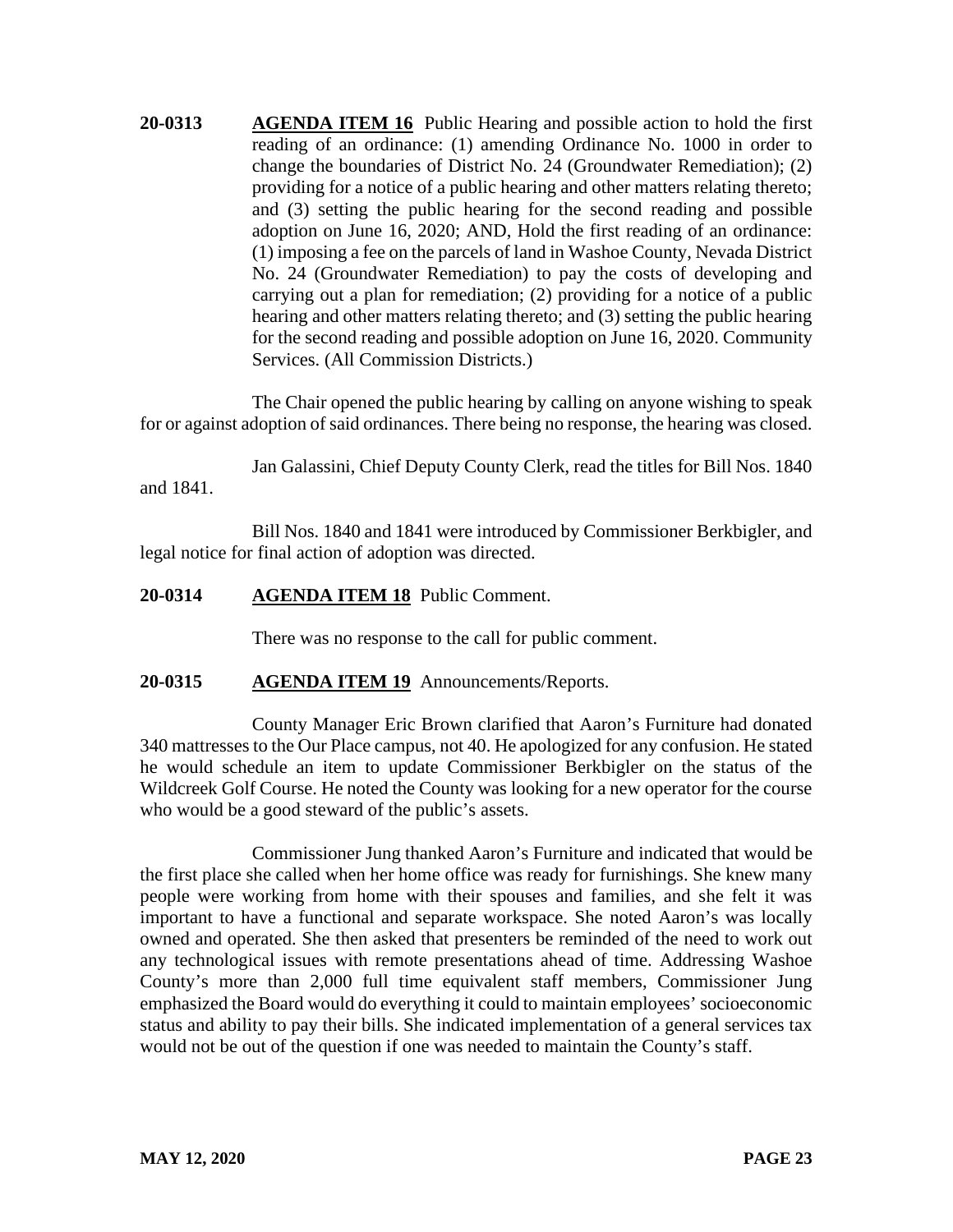**20-0313** **AGENDA ITEM 16** Public Hearing and possible action to hold the first reading of an ordinance: (1) amending Ordinance No. 1000 in order to change the boundaries of District No. 24 (Groundwater Remediation); (2) providing for a notice of a public hearing and other matters relating thereto; and (3) setting the public hearing for the second reading and possible adoption on June 16, 2020; AND, Hold the first reading of an ordinance: (1) imposing a fee on the parcels of land in Washoe County, Nevada District No. 24 (Groundwater Remediation) to pay the costs of developing and carrying out a plan for remediation; (2) providing for a notice of a public hearing and other matters relating thereto; and (3) setting the public hearing for the second reading and possible adoption on June 16, 2020. Community Services. (All Commission Districts.)

The Chair opened the public hearing by calling on anyone wishing to speak for or against adoption of said ordinances. There being no response, the hearing was closed.

Jan Galassini, Chief Deputy County Clerk, read the titles for Bill Nos. 1840 and 1841.

Bill Nos. 1840 and 1841 were introduced by Commissioner Berkbigler, and legal notice for final action of adoption was directed.

**20-0314** **AGENDA ITEM 18** Public Comment.

There was no response to the call for public comment.

**20-0315** **AGENDA ITEM 19** Announcements/Reports.

County Manager Eric Brown clarified that Aaron's Furniture had donated 340 mattresses to the Our Place campus, not 40. He apologized for any confusion. He stated he would schedule an item to update Commissioner Berkbigler on the status of the Wildcreek Golf Course. He noted the County was looking for a new operator for the course who would be a good steward of the public's assets.

Commissioner Jung thanked Aaron's Furniture and indicated that would be the first place she called when her home office was ready for furnishings. She knew many people were working from home with their spouses and families, and she felt it was important to have a functional and separate workspace. She noted Aaron's was locally owned and operated. She then asked that presenters be reminded of the need to work out any technological issues with remote presentations ahead of time. Addressing Washoe County's more than 2,000 full time equivalent staff members, Commissioner Jung emphasized the Board would do everything it could to maintain employees' socioeconomic status and ability to pay their bills. She indicated implementation of a general services tax would not be out of the question if one was needed to maintain the County's staff.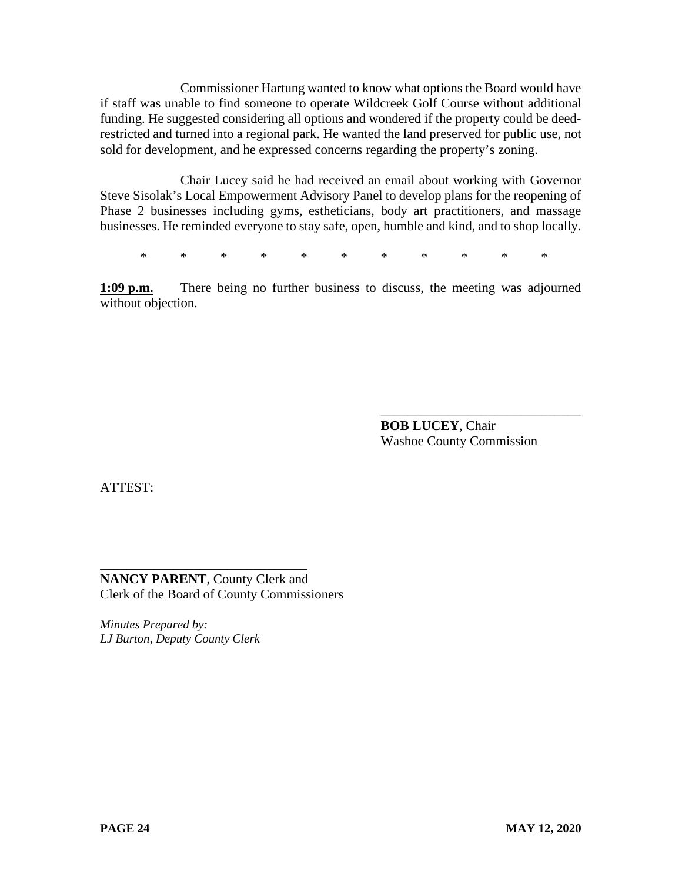Commissioner Hartung wanted to know what options the Board would have if staff was unable to find someone to operate Wildcreek Golf Course without additional funding. He suggested considering all options and wondered if the property could be deed-restricted and turned into a regional park. He wanted the land preserved for public use, not sold for development, and he expressed concerns regarding the property's zoning.

Chair Lucey said he had received an email about working with Governor Steve Sisolak's Local Empowerment Advisory Panel to develop plans for the reopening of Phase 2 businesses including gyms, estheticians, body art practitioners, and massage businesses. He reminded everyone to stay safe, open, humble and kind, and to shop locally.

\* \* \* \* \* \* \* \* \* \* \*

**1:09 p.m.** There being no further business to discuss, the meeting was adjourned without objection.

\_\_\_\_\_\_\_\_\_\_\_\_\_\_\_\_\_\_\_\_\_\_\_\_\_\_\_\_\_\_\_

**BOB LUCEY**, Chair
Washoe County Commission

ATTEST:

\_\_\_\_\_\_\_\_\_\_\_\_\_\_\_\_\_\_\_\_\_\_\_\_\_\_\_\_\_\_\_

**NANCY PARENT**, County Clerk and
Clerk of the Board of County Commissioners

*Minutes Prepared by:*
*LJ Burton, Deputy County Clerk*